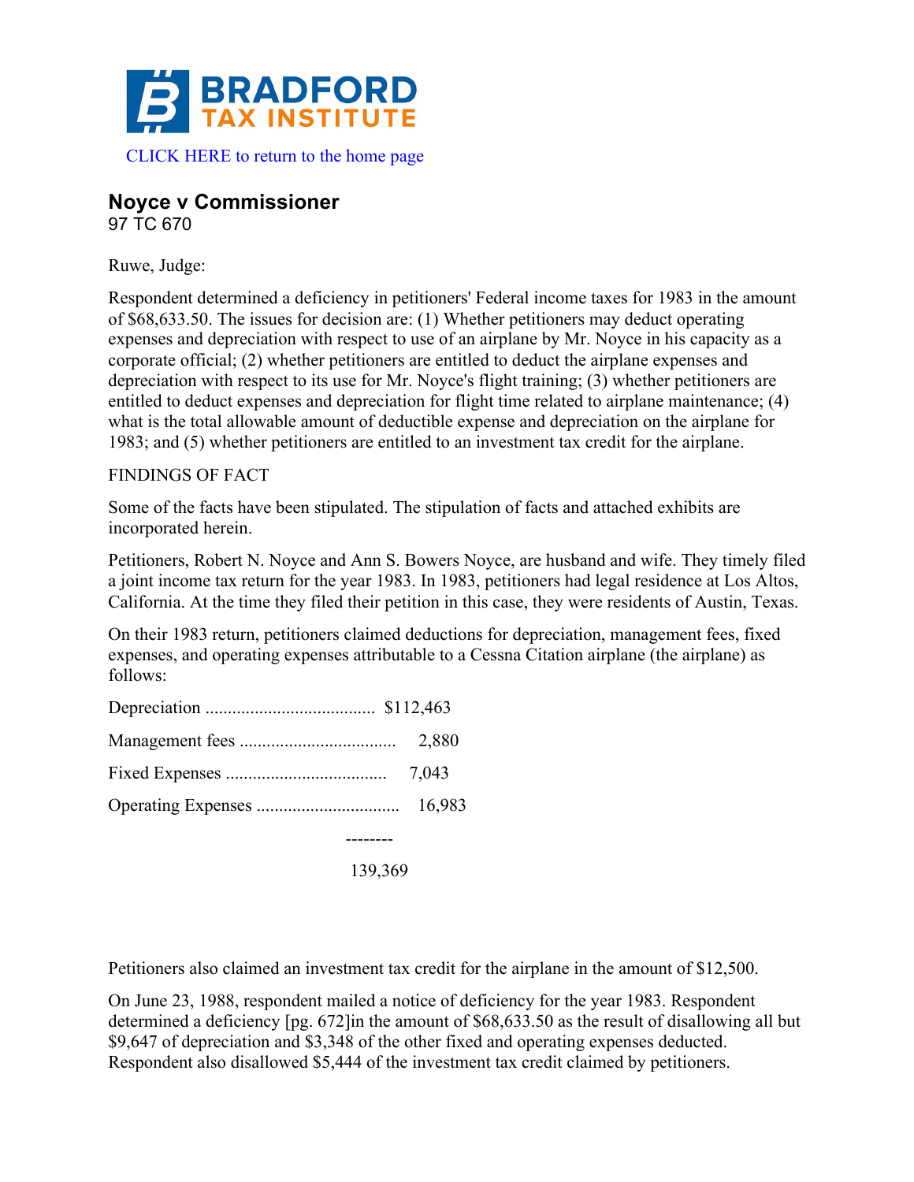BRADFORD TAX INSTITUTE

CLICK HERE to return to the home page

## Noyce v Commissioner

97 TC 670

Ruwe, Judge:

Respondent determined a deficiency in petitioners' Federal income taxes for 1983 in the amount of $68,633.50. The issues for decision are: (1) Whether petitioners may deduct operating expenses and depreciation with respect to use of an airplane by Mr. Noyce in his capacity as a corporate official; (2) whether petitioners are entitled to deduct the airplane expenses and depreciation with respect to its use for Mr. Noyce's flight training; (3) whether petitioners are entitled to deduct expenses and depreciation for flight time related to airplane maintenance; (4) what is the total allowable amount of deductible expense and depreciation on the airplane for 1983; and (5) whether petitioners are entitled to an investment tax credit for the airplane.

FINDINGS OF FACT

Some of the facts have been stipulated. The stipulation of facts and attached exhibits are incorporated herein.

Petitioners, Robert N. Noyce and Ann S. Bowers Noyce, are husband and wife. They timely filed a joint income tax return for the year 1983. In 1983, petitioners had legal residence at Los Altos, California. At the time they filed their petition in this case, they were residents of Austin, Texas.

On their 1983 return, petitioners claimed deductions for depreciation, management fees, fixed expenses, and operating expenses attributable to a Cessna Citation airplane (the airplane) as follows:

| | |
|---|---|
| Depreciation ..................................... | $112,463 |
| Management fees .................................. | 2,880 |
| Fixed Expenses ................................... | 7,043 |
| Operating Expenses ............................... | 16,983 |
| | -------- |
| | 139,369 |

Petitioners also claimed an investment tax credit for the airplane in the amount of $12,500.

On June 23, 1988, respondent mailed a notice of deficiency for the year 1983. Respondent determined a deficiency [pg. 672]in the amount of $68,633.50 as the result of disallowing all but $9,647 of depreciation and $3,348 of the other fixed and operating expenses deducted. Respondent also disallowed $5,444 of the investment tax credit claimed by petitioners.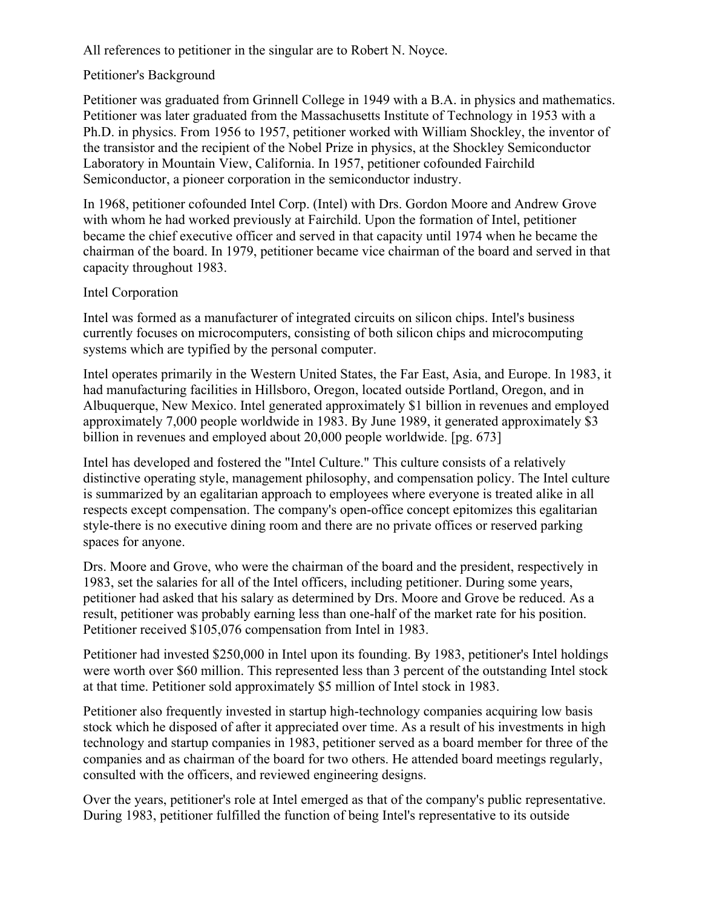All references to petitioner in the singular are to Robert N. Noyce.

## Petitioner's Background

Petitioner was graduated from Grinnell College in 1949 with a B.A. in physics and mathematics. Petitioner was later graduated from the Massachusetts Institute of Technology in 1953 with a Ph.D. in physics. From 1956 to 1957, petitioner worked with William Shockley, the inventor of the transistor and the recipient of the Nobel Prize in physics, at the Shockley Semiconductor Laboratory in Mountain View, California. In 1957, petitioner cofounded Fairchild Semiconductor, a pioneer corporation in the semiconductor industry.

In 1968, petitioner cofounded Intel Corp. (Intel) with Drs. Gordon Moore and Andrew Grove with whom he had worked previously at Fairchild. Upon the formation of Intel, petitioner became the chief executive officer and served in that capacity until 1974 when he became the chairman of the board. In 1979, petitioner became vice chairman of the board and served in that capacity throughout 1983.

## Intel Corporation

Intel was formed as a manufacturer of integrated circuits on silicon chips. Intel's business currently focuses on microcomputers, consisting of both silicon chips and microcomputing systems which are typified by the personal computer.

Intel operates primarily in the Western United States, the Far East, Asia, and Europe. In 1983, it had manufacturing facilities in Hillsboro, Oregon, located outside Portland, Oregon, and in Albuquerque, New Mexico. Intel generated approximately $1 billion in revenues and employed approximately 7,000 people worldwide in 1983. By June 1989, it generated approximately $3 billion in revenues and employed about 20,000 people worldwide. [pg. 673]

Intel has developed and fostered the "Intel Culture." This culture consists of a relatively distinctive operating style, management philosophy, and compensation policy. The Intel culture is summarized by an egalitarian approach to employees where everyone is treated alike in all respects except compensation. The company's open-office concept epitomizes this egalitarian style-there is no executive dining room and there are no private offices or reserved parking spaces for anyone.

Drs. Moore and Grove, who were the chairman of the board and the president, respectively in 1983, set the salaries for all of the Intel officers, including petitioner. During some years, petitioner had asked that his salary as determined by Drs. Moore and Grove be reduced. As a result, petitioner was probably earning less than one-half of the market rate for his position. Petitioner received $105,076 compensation from Intel in 1983.

Petitioner had invested $250,000 in Intel upon its founding. By 1983, petitioner's Intel holdings were worth over $60 million. This represented less than 3 percent of the outstanding Intel stock at that time. Petitioner sold approximately $5 million of Intel stock in 1983.

Petitioner also frequently invested in startup high-technology companies acquiring low basis stock which he disposed of after it appreciated over time. As a result of his investments in high technology and startup companies in 1983, petitioner served as a board member for three of the companies and as chairman of the board for two others. He attended board meetings regularly, consulted with the officers, and reviewed engineering designs.

Over the years, petitioner's role at Intel emerged as that of the company's public representative. During 1983, petitioner fulfilled the function of being Intel's representative to its outside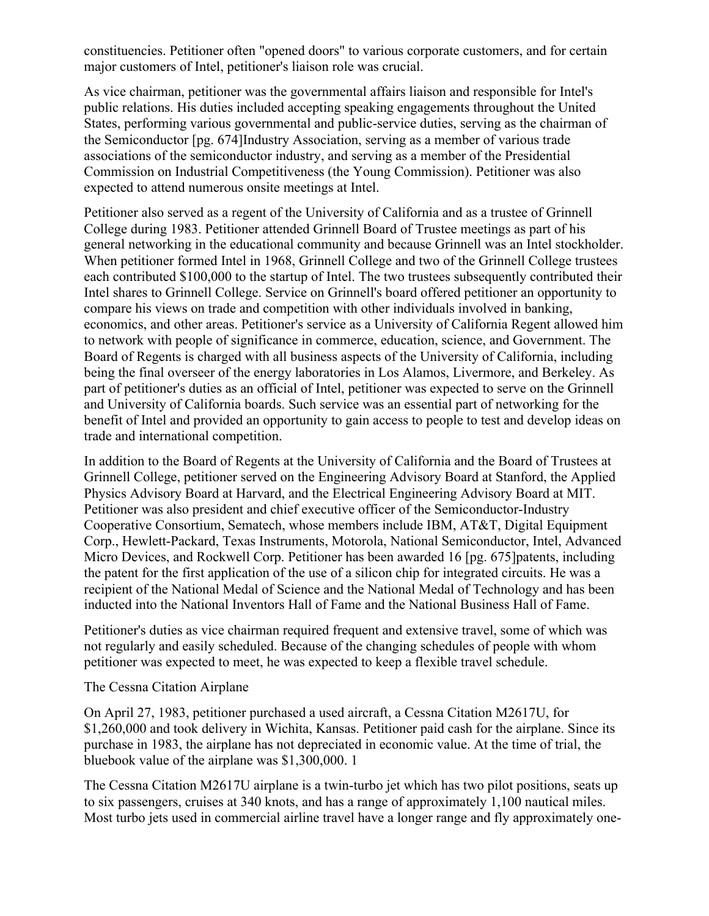constituencies. Petitioner often "opened doors" to various corporate customers, and for certain major customers of Intel, petitioner's liaison role was crucial.

As vice chairman, petitioner was the governmental affairs liaison and responsible for Intel's public relations. His duties included accepting speaking engagements throughout the United States, performing various governmental and public-service duties, serving as the chairman of the Semiconductor [pg. 674]Industry Association, serving as a member of various trade associations of the semiconductor industry, and serving as a member of the Presidential Commission on Industrial Competitiveness (the Young Commission). Petitioner was also expected to attend numerous onsite meetings at Intel.

Petitioner also served as a regent of the University of California and as a trustee of Grinnell College during 1983. Petitioner attended Grinnell Board of Trustee meetings as part of his general networking in the educational community and because Grinnell was an Intel stockholder. When petitioner formed Intel in 1968, Grinnell College and two of the Grinnell College trustees each contributed $100,000 to the startup of Intel. The two trustees subsequently contributed their Intel shares to Grinnell College. Service on Grinnell's board offered petitioner an opportunity to compare his views on trade and competition with other individuals involved in banking, economics, and other areas. Petitioner's service as a University of California Regent allowed him to network with people of significance in commerce, education, science, and Government. The Board of Regents is charged with all business aspects of the University of California, including being the final overseer of the energy laboratories in Los Alamos, Livermore, and Berkeley. As part of petitioner's duties as an official of Intel, petitioner was expected to serve on the Grinnell and University of California boards. Such service was an essential part of networking for the benefit of Intel and provided an opportunity to gain access to people to test and develop ideas on trade and international competition.

In addition to the Board of Regents at the University of California and the Board of Trustees at Grinnell College, petitioner served on the Engineering Advisory Board at Stanford, the Applied Physics Advisory Board at Harvard, and the Electrical Engineering Advisory Board at MIT. Petitioner was also president and chief executive officer of the Semiconductor-Industry Cooperative Consortium, Sematech, whose members include IBM, AT&T, Digital Equipment Corp., Hewlett-Packard, Texas Instruments, Motorola, National Semiconductor, Intel, Advanced Micro Devices, and Rockwell Corp. Petitioner has been awarded 16 [pg. 675]patents, including the patent for the first application of the use of a silicon chip for integrated circuits. He was a recipient of the National Medal of Science and the National Medal of Technology and has been inducted into the National Inventors Hall of Fame and the National Business Hall of Fame.

Petitioner's duties as vice chairman required frequent and extensive travel, some of which was not regularly and easily scheduled. Because of the changing schedules of people with whom petitioner was expected to meet, he was expected to keep a flexible travel schedule.

The Cessna Citation Airplane

On April 27, 1983, petitioner purchased a used aircraft, a Cessna Citation M2617U, for $1,260,000 and took delivery in Wichita, Kansas. Petitioner paid cash for the airplane. Since its purchase in 1983, the airplane has not depreciated in economic value. At the time of trial, the bluebook value of the airplane was $1,300,000. 1

The Cessna Citation M2617U airplane is a twin-turbo jet which has two pilot positions, seats up to six passengers, cruises at 340 knots, and has a range of approximately 1,100 nautical miles. Most turbo jets used in commercial airline travel have a longer range and fly approximately one-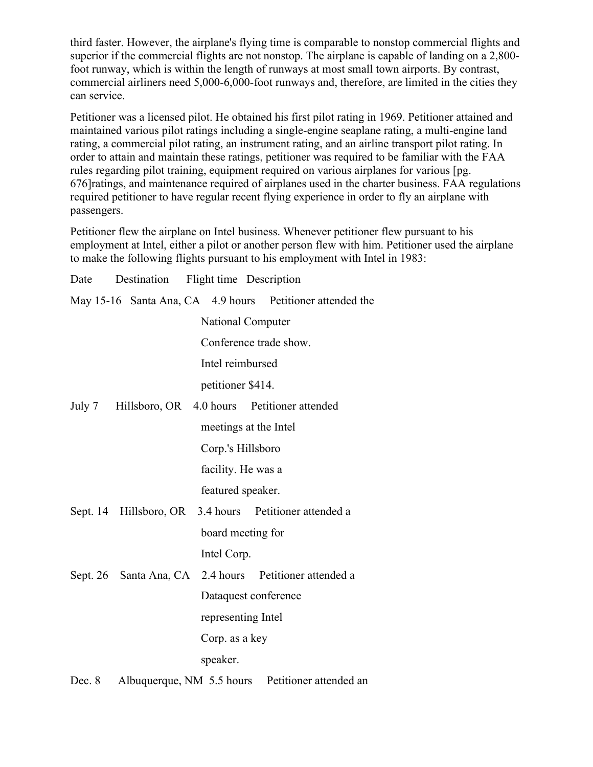third faster. However, the airplane's flying time is comparable to nonstop commercial flights and superior if the commercial flights are not nonstop. The airplane is capable of landing on a 2,800-foot runway, which is within the length of runways at most small town airports. By contrast, commercial airliners need 5,000-6,000-foot runways and, therefore, are limited in the cities they can service.

Petitioner was a licensed pilot. He obtained his first pilot rating in 1969. Petitioner attained and maintained various pilot ratings including a single-engine seaplane rating, a multi-engine land rating, a commercial pilot rating, an instrument rating, and an airline transport pilot rating. In order to attain and maintain these ratings, petitioner was required to be familiar with the FAA rules regarding pilot training, equipment required on various airplanes for various [pg. 676]ratings, and maintenance required of airplanes used in the charter business. FAA regulations required petitioner to have regular recent flying experience in order to fly an airplane with passengers.

Petitioner flew the airplane on Intel business. Whenever petitioner flew pursuant to his employment at Intel, either a pilot or another person flew with him. Petitioner used the airplane to make the following flights pursuant to his employment with Intel in 1983:

| Date | Destination | Flight time | Description |
| --- | --- | --- | --- |
| May 15-16 | Santa Ana, CA | 4.9 hours | Petitioner attended the National Computer Conference trade show. Intel reimbursed petitioner $414. |
| July 7 | Hillsboro, OR | 4.0 hours | Petitioner attended meetings at the Intel Corp.'s Hillsboro facility. He was a featured speaker. |
| Sept. 14 | Hillsboro, OR | 3.4 hours | Petitioner attended a board meeting for Intel Corp. |
| Sept. 26 | Santa Ana, CA | 2.4 hours | Petitioner attended a Dataquest conference representing Intel Corp. as a key speaker. |
| Dec. 8 | Albuquerque, NM | 5.5 hours | Petitioner attended an |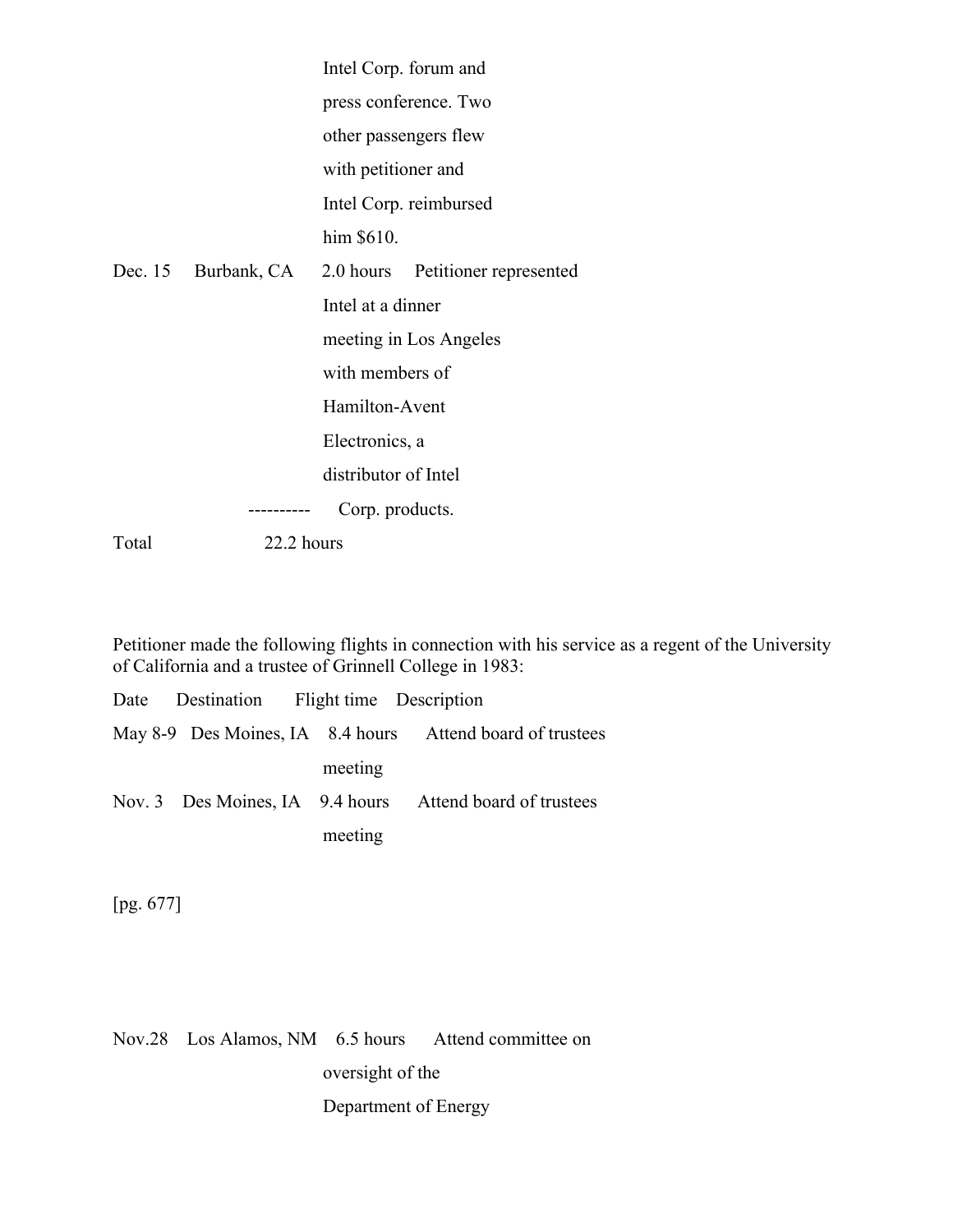| | | | Intel Corp. forum and press conference. Two other passengers flew with petitioner and Intel Corp. reimbursed him $610. |
| --- | --- | --- | --- |
| Dec. 15 | Burbank, CA | 2.0 hours | Petitioner represented Intel at a dinner meeting in Los Angeles with members of Hamilton-Avent Electronics, a distributor of Intel Corp. products. |
| | | ---------- | |
| Total | | 22.2 hours | |

Petitioner made the following flights in connection with his service as a regent of the University of California and a trustee of Grinnell College in 1983:

| Date | Destination | Flight time | Description |
| --- | --- | --- | --- |
| May 8-9 | Des Moines, IA | 8.4 hours | Attend board of trustees meeting |
| Nov. 3 | Des Moines, IA | 9.4 hours | Attend board of trustees meeting |

[pg. 677]

| | | | |
| --- | --- | --- | --- |
| Nov.28 | Los Alamos, NM | 6.5 hours | Attend committee on oversight of the Department of Energy |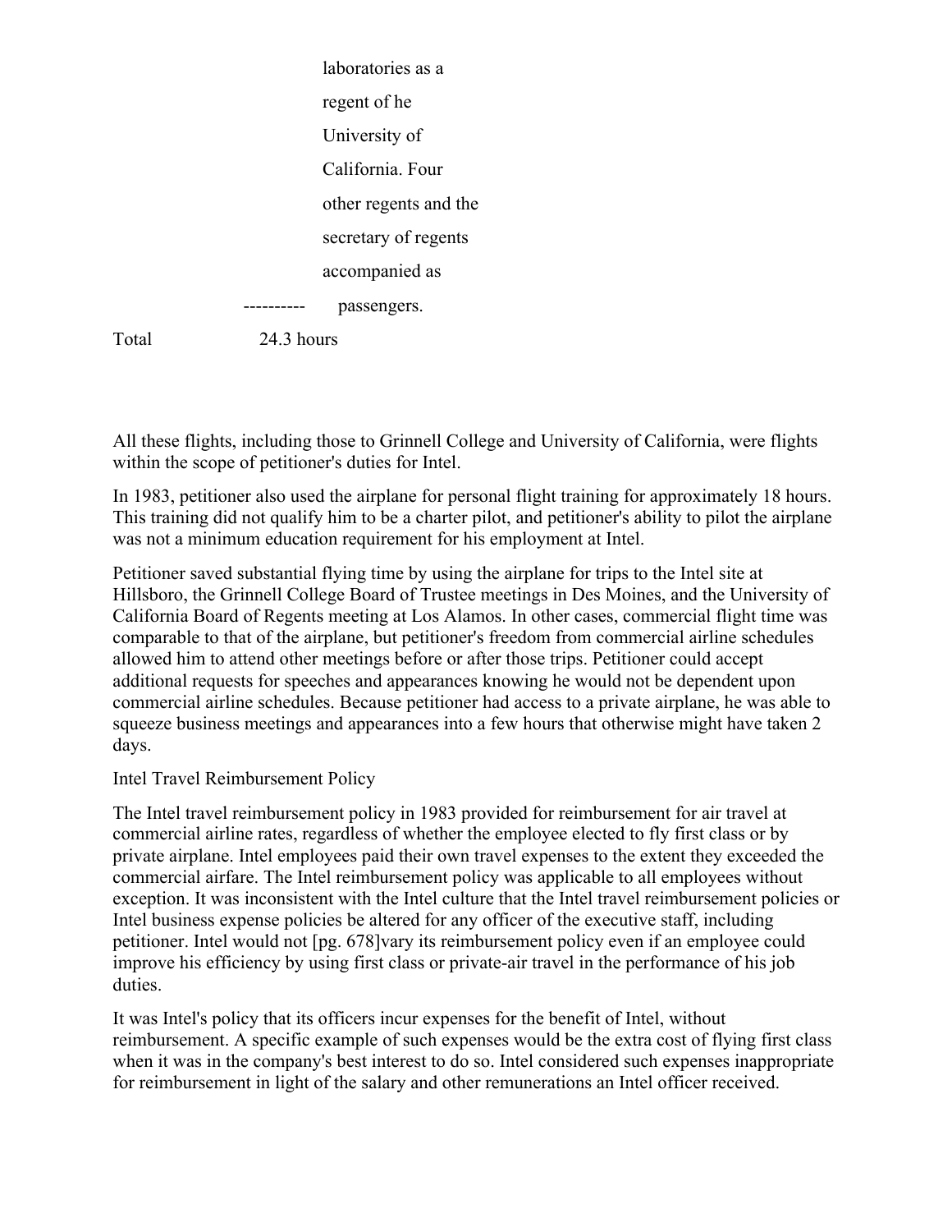laboratories as a regent of he University of California. Four other regents and the secretary of regents accompanied as passengers.

| | | |
|---|---|---|
| | ---------- | |
| Total | 24.3 hours | |

All these flights, including those to Grinnell College and University of California, were flights within the scope of petitioner's duties for Intel.

In 1983, petitioner also used the airplane for personal flight training for approximately 18 hours. This training did not qualify him to be a charter pilot, and petitioner's ability to pilot the airplane was not a minimum education requirement for his employment at Intel.

Petitioner saved substantial flying time by using the airplane for trips to the Intel site at Hillsboro, the Grinnell College Board of Trustee meetings in Des Moines, and the University of California Board of Regents meeting at Los Alamos. In other cases, commercial flight time was comparable to that of the airplane, but petitioner's freedom from commercial airline schedules allowed him to attend other meetings before or after those trips. Petitioner could accept additional requests for speeches and appearances knowing he would not be dependent upon commercial airline schedules. Because petitioner had access to a private airplane, he was able to squeeze business meetings and appearances into a few hours that otherwise might have taken 2 days.

Intel Travel Reimbursement Policy

The Intel travel reimbursement policy in 1983 provided for reimbursement for air travel at commercial airline rates, regardless of whether the employee elected to fly first class or by private airplane. Intel employees paid their own travel expenses to the extent they exceeded the commercial airfare. The Intel reimbursement policy was applicable to all employees without exception. It was inconsistent with the Intel culture that the Intel travel reimbursement policies or Intel business expense policies be altered for any officer of the executive staff, including petitioner. Intel would not [pg. 678]vary its reimbursement policy even if an employee could improve his efficiency by using first class or private-air travel in the performance of his job duties.

It was Intel's policy that its officers incur expenses for the benefit of Intel, without reimbursement. A specific example of such expenses would be the extra cost of flying first class when it was in the company's best interest to do so. Intel considered such expenses inappropriate for reimbursement in light of the salary and other remunerations an Intel officer received.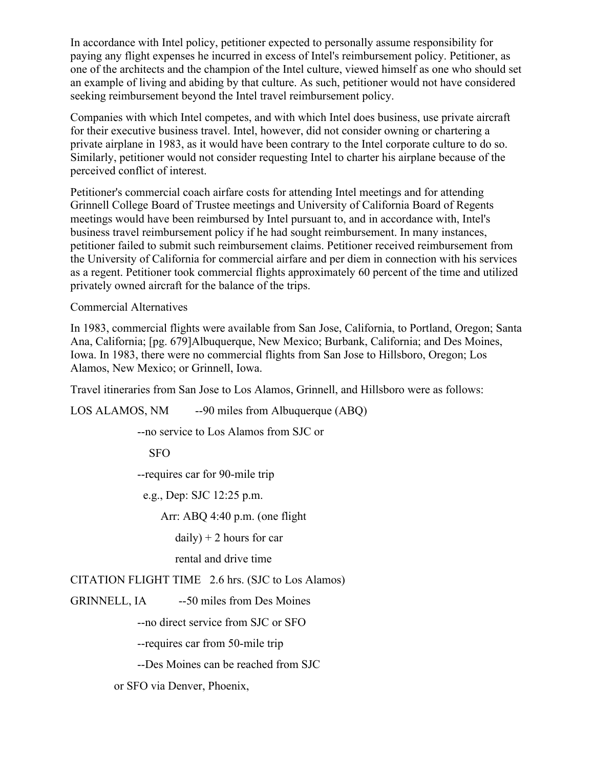In accordance with Intel policy, petitioner expected to personally assume responsibility for paying any flight expenses he incurred in excess of Intel's reimbursement policy. Petitioner, as one of the architects and the champion of the Intel culture, viewed himself as one who should set an example of living and abiding by that culture. As such, petitioner would not have considered seeking reimbursement beyond the Intel travel reimbursement policy.

Companies with which Intel competes, and with which Intel does business, use private aircraft for their executive business travel. Intel, however, did not consider owning or chartering a private airplane in 1983, as it would have been contrary to the Intel corporate culture to do so. Similarly, petitioner would not consider requesting Intel to charter his airplane because of the perceived conflict of interest.

Petitioner's commercial coach airfare costs for attending Intel meetings and for attending Grinnell College Board of Trustee meetings and University of California Board of Regents meetings would have been reimbursed by Intel pursuant to, and in accordance with, Intel's business travel reimbursement policy if he had sought reimbursement. In many instances, petitioner failed to submit such reimbursement claims. Petitioner received reimbursement from the University of California for commercial airfare and per diem in connection with his services as a regent. Petitioner took commercial flights approximately 60 percent of the time and utilized privately owned aircraft for the balance of the trips.

Commercial Alternatives

In 1983, commercial flights were available from San Jose, California, to Portland, Oregon; Santa Ana, California; [pg. 679]Albuquerque, New Mexico; Burbank, California; and Des Moines, Iowa. In 1983, there were no commercial flights from San Jose to Hillsboro, Oregon; Los Alamos, New Mexico; or Grinnell, Iowa.

Travel itineraries from San Jose to Los Alamos, Grinnell, and Hillsboro were as follows:

LOS ALAMOS, NM --90 miles from Albuquerque (ABQ)

--no service to Los Alamos from SJC or SFO

--requires car for 90-mile trip

e.g., Dep: SJC 12:25 p.m.

Arr: ABQ 4:40 p.m. (one flight daily) + 2 hours for car rental and drive time

CITATION FLIGHT TIME 2.6 hrs. (SJC to Los Alamos)

GRINNELL, IA --50 miles from Des Moines

--no direct service from SJC or SFO

--requires car from 50-mile trip

--Des Moines can be reached from SJC or SFO via Denver, Phoenix,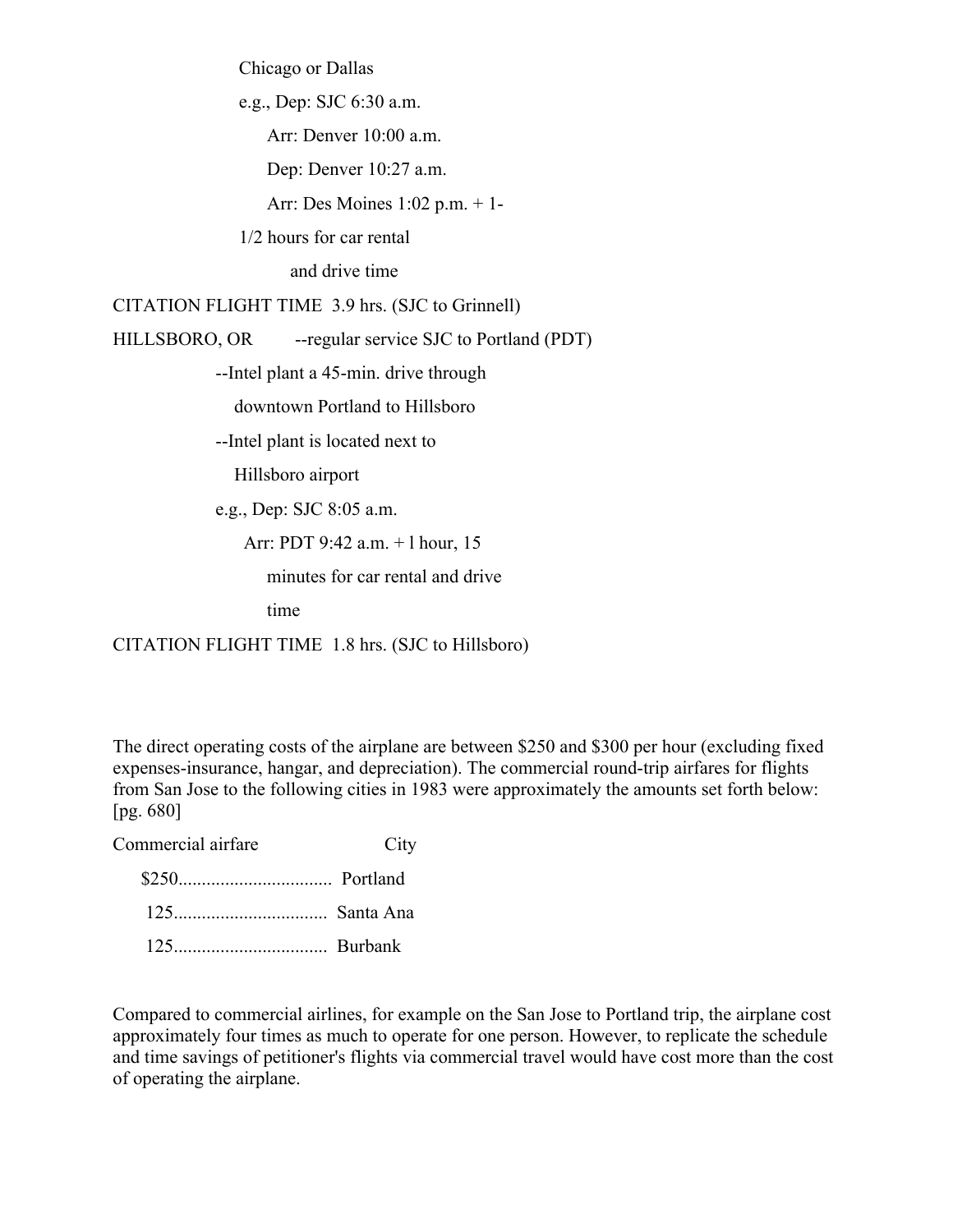Chicago or Dallas

e.g., Dep: SJC 6:30 a.m.

Arr: Denver 10:00 a.m.

Dep: Denver 10:27 a.m.

Arr: Des Moines 1:02 p.m. + 1-

1/2 hours for car rental

and drive time

CITATION FLIGHT TIME 3.9 hrs. (SJC to Grinnell)

HILLSBORO, OR --regular service SJC to Portland (PDT)

--Intel plant a 45-min. drive through

downtown Portland to Hillsboro

--Intel plant is located next to

Hillsboro airport

e.g., Dep: SJC 8:05 a.m.

Arr: PDT 9:42 a.m. + l hour, 15

minutes for car rental and drive

time

CITATION FLIGHT TIME 1.8 hrs. (SJC to Hillsboro)

The direct operating costs of the airplane are between $250 and $300 per hour (excluding fixed expenses-insurance, hangar, and depreciation). The commercial round-trip airfares for flights from San Jose to the following cities in 1983 were approximately the amounts set forth below: [pg. 680]

| Commercial airfare | City |
|---|---|
| $250 | Portland |
| 125 | Santa Ana |
| 125 | Burbank |

Compared to commercial airlines, for example on the San Jose to Portland trip, the airplane cost approximately four times as much to operate for one person. However, to replicate the schedule and time savings of petitioner's flights via commercial travel would have cost more than the cost of operating the airplane.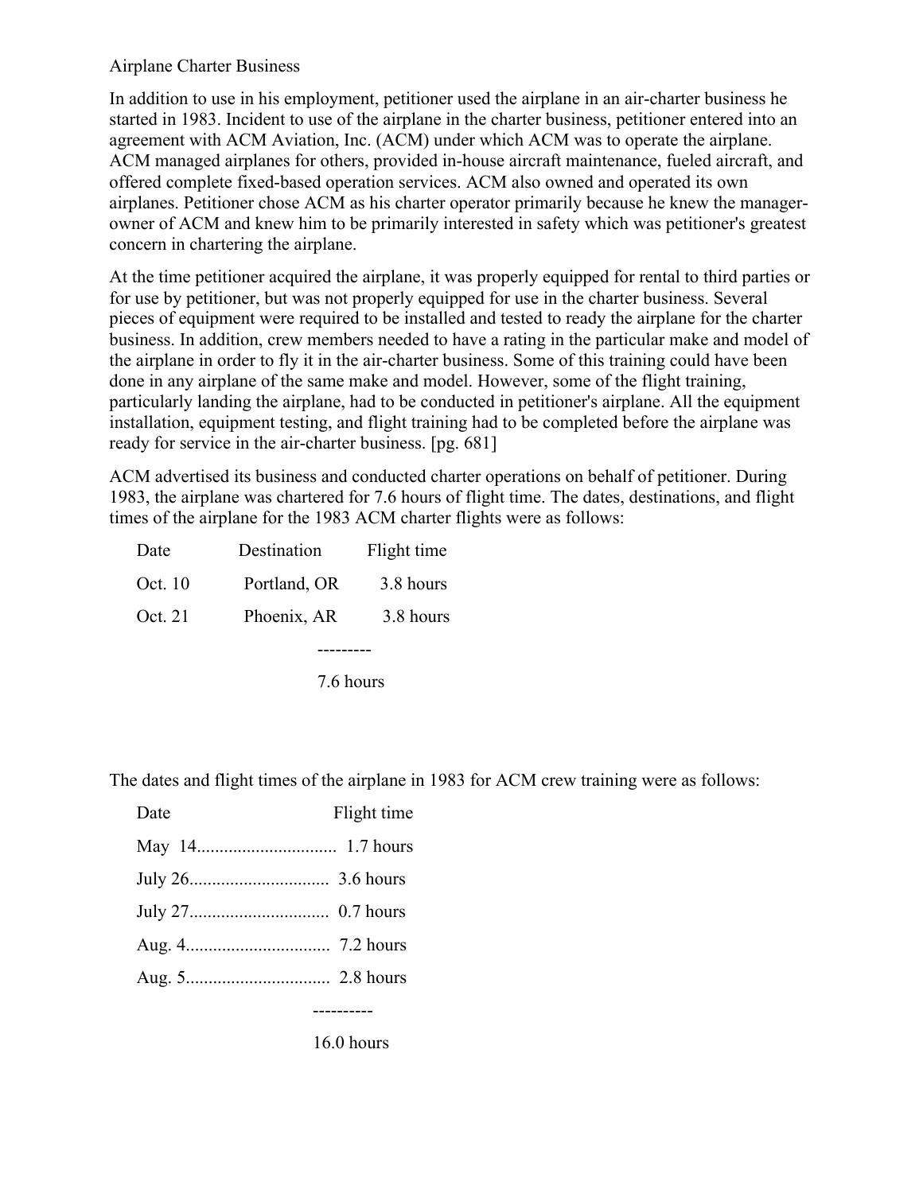Airplane Charter Business

In addition to use in his employment, petitioner used the airplane in an air-charter business he started in 1983. Incident to use of the airplane in the charter business, petitioner entered into an agreement with ACM Aviation, Inc. (ACM) under which ACM was to operate the airplane. ACM managed airplanes for others, provided in-house aircraft maintenance, fueled aircraft, and offered complete fixed-based operation services. ACM also owned and operated its own airplanes. Petitioner chose ACM as his charter operator primarily because he knew the manager-owner of ACM and knew him to be primarily interested in safety which was petitioner's greatest concern in chartering the airplane.

At the time petitioner acquired the airplane, it was properly equipped for rental to third parties or for use by petitioner, but was not properly equipped for use in the charter business. Several pieces of equipment were required to be installed and tested to ready the airplane for the charter business. In addition, crew members needed to have a rating in the particular make and model of the airplane in order to fly it in the air-charter business. Some of this training could have been done in any airplane of the same make and model. However, some of the flight training, particularly landing the airplane, had to be conducted in petitioner's airplane. All the equipment installation, equipment testing, and flight training had to be completed before the airplane was ready for service in the air-charter business. [pg. 681]

ACM advertised its business and conducted charter operations on behalf of petitioner. During 1983, the airplane was chartered for 7.6 hours of flight time. The dates, destinations, and flight times of the airplane for the 1983 ACM charter flights were as follows:

| Date | Destination | Flight time |
|---|---|---|
| Oct. 10 | Portland, OR | 3.8 hours |
| Oct. 21 | Phoenix, AR | 3.8 hours |
| | | --------- |
| | | 7.6 hours |

The dates and flight times of the airplane in 1983 for ACM crew training were as follows:

| Date | Flight time |
|---|---|
| May 14 | 1.7 hours |
| July 26 | 3.6 hours |
| July 27 | 0.7 hours |
| Aug. 4 | 7.2 hours |
| Aug. 5 | 2.8 hours |
| | ---------- |
| | 16.0 hours |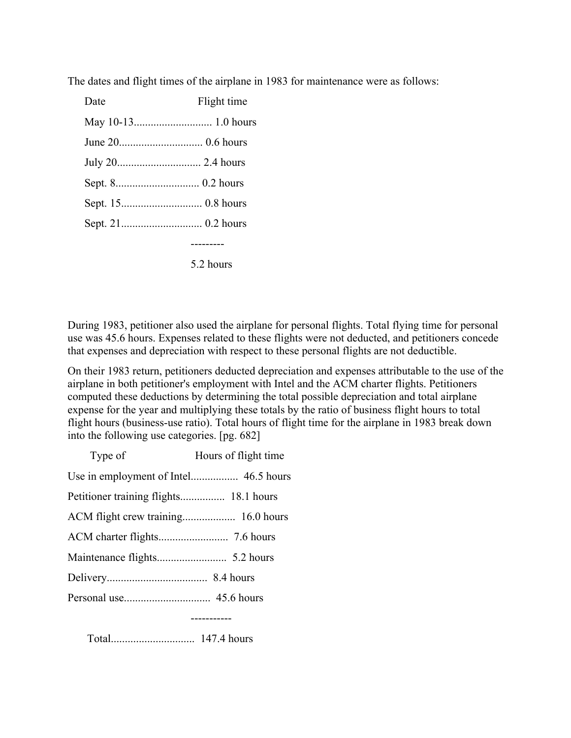The dates and flight times of the airplane in 1983 for maintenance were as follows:

| Date | Flight time |
| --- | --- |
| May 10-13 | 1.0 hours |
| June 20 | 0.6 hours |
| July 20 | 2.4 hours |
| Sept. 8 | 0.2 hours |
| Sept. 15 | 0.8 hours |
| Sept. 21 | 0.2 hours |
| | 5.2 hours |

During 1983, petitioner also used the airplane for personal flights. Total flying time for personal use was 45.6 hours. Expenses related to these flights were not deducted, and petitioners concede that expenses and depreciation with respect to these personal flights are not deductible.

On their 1983 return, petitioners deducted depreciation and expenses attributable to the use of the airplane in both petitioner's employment with Intel and the ACM charter flights. Petitioners computed these deductions by determining the total possible depreciation and total airplane expense for the year and multiplying these totals by the ratio of business flight hours to total flight hours (business-use ratio). Total hours of flight time for the airplane in 1983 break down into the following use categories. [pg. 682]

| Type of | Hours of flight time |
| --- | --- |
| Use in employment of Intel | 46.5 hours |
| Petitioner training flights | 18.1 hours |
| ACM flight crew training | 16.0 hours |
| ACM charter flights | 7.6 hours |
| Maintenance flights | 5.2 hours |
| Delivery | 8.4 hours |
| Personal use | 45.6 hours |
| Total | 147.4 hours |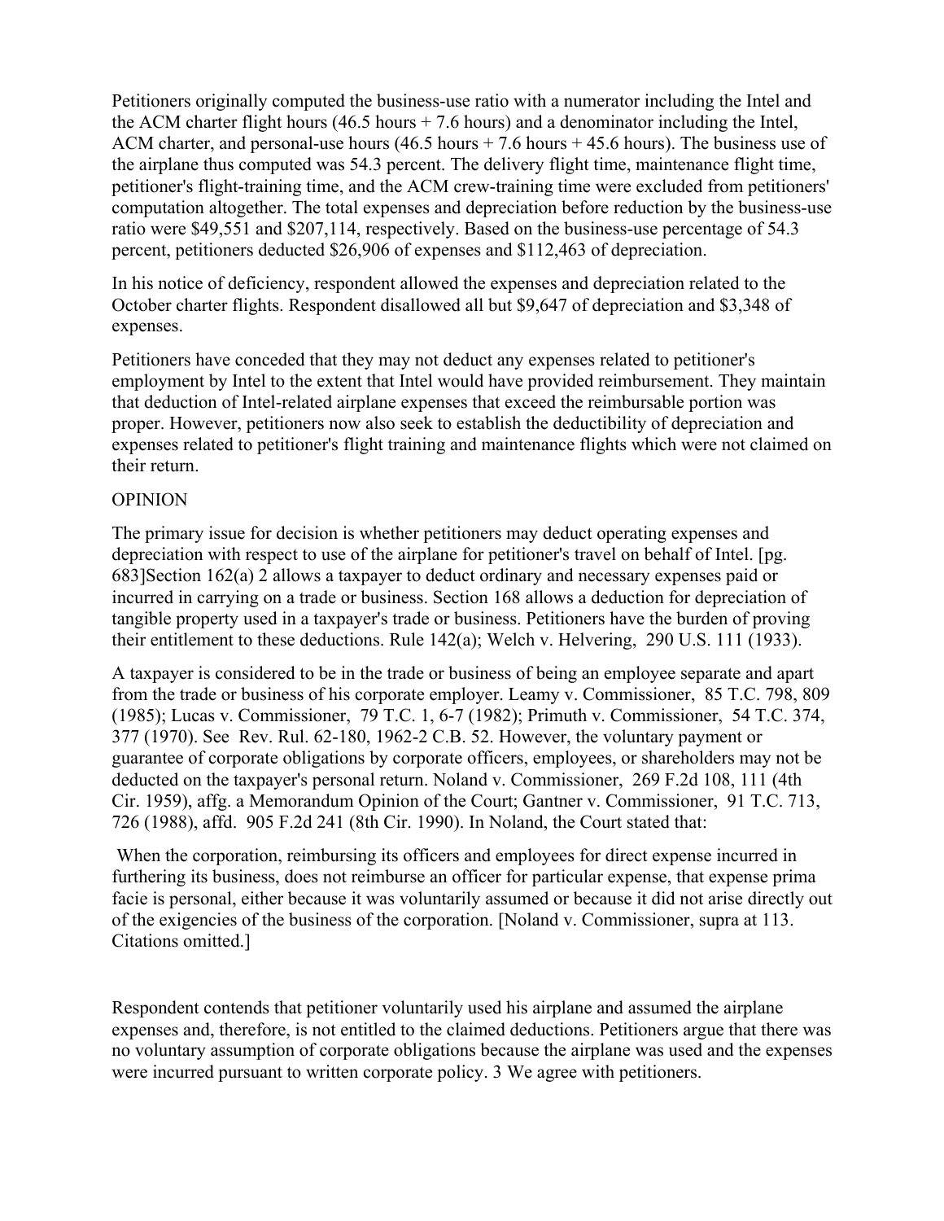Petitioners originally computed the business-use ratio with a numerator including the Intel and the ACM charter flight hours (46.5 hours + 7.6 hours) and a denominator including the Intel, ACM charter, and personal-use hours (46.5 hours + 7.6 hours + 45.6 hours). The business use of the airplane thus computed was 54.3 percent. The delivery flight time, maintenance flight time, petitioner's flight-training time, and the ACM crew-training time were excluded from petitioners' computation altogether. The total expenses and depreciation before reduction by the business-use ratio were $49,551 and $207,114, respectively. Based on the business-use percentage of 54.3 percent, petitioners deducted $26,906 of expenses and $112,463 of depreciation.

In his notice of deficiency, respondent allowed the expenses and depreciation related to the October charter flights. Respondent disallowed all but $9,647 of depreciation and $3,348 of expenses.

Petitioners have conceded that they may not deduct any expenses related to petitioner's employment by Intel to the extent that Intel would have provided reimbursement. They maintain that deduction of Intel-related airplane expenses that exceed the reimbursable portion was proper. However, petitioners now also seek to establish the deductibility of depreciation and expenses related to petitioner's flight training and maintenance flights which were not claimed on their return.

OPINION

The primary issue for decision is whether petitioners may deduct operating expenses and depreciation with respect to use of the airplane for petitioner's travel on behalf of Intel. [pg. 683]Section 162(a) 2 allows a taxpayer to deduct ordinary and necessary expenses paid or incurred in carrying on a trade or business. Section 168 allows a deduction for depreciation of tangible property used in a taxpayer's trade or business. Petitioners have the burden of proving their entitlement to these deductions. Rule 142(a); Welch v. Helvering, 290 U.S. 111 (1933).

A taxpayer is considered to be in the trade or business of being an employee separate and apart from the trade or business of his corporate employer. Leamy v. Commissioner, 85 T.C. 798, 809 (1985); Lucas v. Commissioner, 79 T.C. 1, 6-7 (1982); Primuth v. Commissioner, 54 T.C. 374, 377 (1970). See Rev. Rul. 62-180, 1962-2 C.B. 52. However, the voluntary payment or guarantee of corporate obligations by corporate officers, employees, or shareholders may not be deducted on the taxpayer's personal return. Noland v. Commissioner, 269 F.2d 108, 111 (4th Cir. 1959), affg. a Memorandum Opinion of the Court; Gantner v. Commissioner, 91 T.C. 713, 726 (1988), affd. 905 F.2d 241 (8th Cir. 1990). In Noland, the Court stated that:

> When the corporation, reimbursing its officers and employees for direct expense incurred in furthering its business, does not reimburse an officer for particular expense, that expense prima facie is personal, either because it was voluntarily assumed or because it did not arise directly out of the exigencies of the business of the corporation. [Noland v. Commissioner, supra at 113. Citations omitted.]

Respondent contends that petitioner voluntarily used his airplane and assumed the airplane expenses and, therefore, is not entitled to the claimed deductions. Petitioners argue that there was no voluntary assumption of corporate obligations because the airplane was used and the expenses were incurred pursuant to written corporate policy. 3 We agree with petitioners.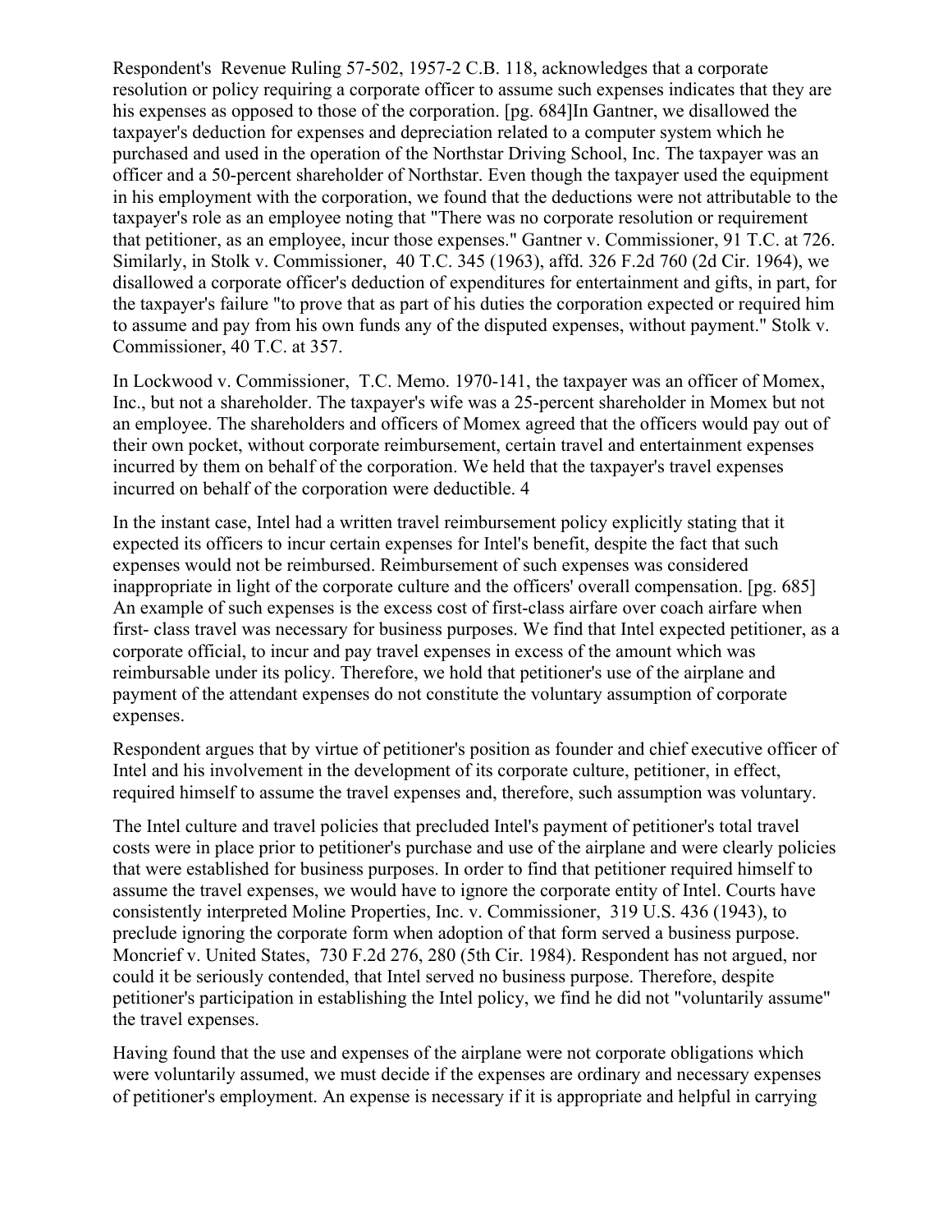Respondent's Revenue Ruling 57-502, 1957-2 C.B. 118, acknowledges that a corporate resolution or policy requiring a corporate officer to assume such expenses indicates that they are his expenses as opposed to those of the corporation. [pg. 684]In Gantner, we disallowed the taxpayer's deduction for expenses and depreciation related to a computer system which he purchased and used in the operation of the Northstar Driving School, Inc. The taxpayer was an officer and a 50-percent shareholder of Northstar. Even though the taxpayer used the equipment in his employment with the corporation, we found that the deductions were not attributable to the taxpayer's role as an employee noting that "There was no corporate resolution or requirement that petitioner, as an employee, incur those expenses." Gantner v. Commissioner, 91 T.C. at 726. Similarly, in Stolk v. Commissioner, 40 T.C. 345 (1963), affd. 326 F.2d 760 (2d Cir. 1964), we disallowed a corporate officer's deduction of expenditures for entertainment and gifts, in part, for the taxpayer's failure "to prove that as part of his duties the corporation expected or required him to assume and pay from his own funds any of the disputed expenses, without payment." Stolk v. Commissioner, 40 T.C. at 357.

In Lockwood v. Commissioner, T.C. Memo. 1970-141, the taxpayer was an officer of Momex, Inc., but not a shareholder. The taxpayer's wife was a 25-percent shareholder in Momex but not an employee. The shareholders and officers of Momex agreed that the officers would pay out of their own pocket, without corporate reimbursement, certain travel and entertainment expenses incurred by them on behalf of the corporation. We held that the taxpayer's travel expenses incurred on behalf of the corporation were deductible. 4

In the instant case, Intel had a written travel reimbursement policy explicitly stating that it expected its officers to incur certain expenses for Intel's benefit, despite the fact that such expenses would not be reimbursed. Reimbursement of such expenses was considered inappropriate in light of the corporate culture and the officers' overall compensation. [pg. 685] An example of such expenses is the excess cost of first-class airfare over coach airfare when first- class travel was necessary for business purposes. We find that Intel expected petitioner, as a corporate official, to incur and pay travel expenses in excess of the amount which was reimbursable under its policy. Therefore, we hold that petitioner's use of the airplane and payment of the attendant expenses do not constitute the voluntary assumption of corporate expenses.

Respondent argues that by virtue of petitioner's position as founder and chief executive officer of Intel and his involvement in the development of its corporate culture, petitioner, in effect, required himself to assume the travel expenses and, therefore, such assumption was voluntary.

The Intel culture and travel policies that precluded Intel's payment of petitioner's total travel costs were in place prior to petitioner's purchase and use of the airplane and were clearly policies that were established for business purposes. In order to find that petitioner required himself to assume the travel expenses, we would have to ignore the corporate entity of Intel. Courts have consistently interpreted Moline Properties, Inc. v. Commissioner, 319 U.S. 436 (1943), to preclude ignoring the corporate form when adoption of that form served a business purpose. Moncrief v. United States, 730 F.2d 276, 280 (5th Cir. 1984). Respondent has not argued, nor could it be seriously contended, that Intel served no business purpose. Therefore, despite petitioner's participation in establishing the Intel policy, we find he did not "voluntarily assume" the travel expenses.

Having found that the use and expenses of the airplane were not corporate obligations which were voluntarily assumed, we must decide if the expenses are ordinary and necessary expenses of petitioner's employment. An expense is necessary if it is appropriate and helpful in carrying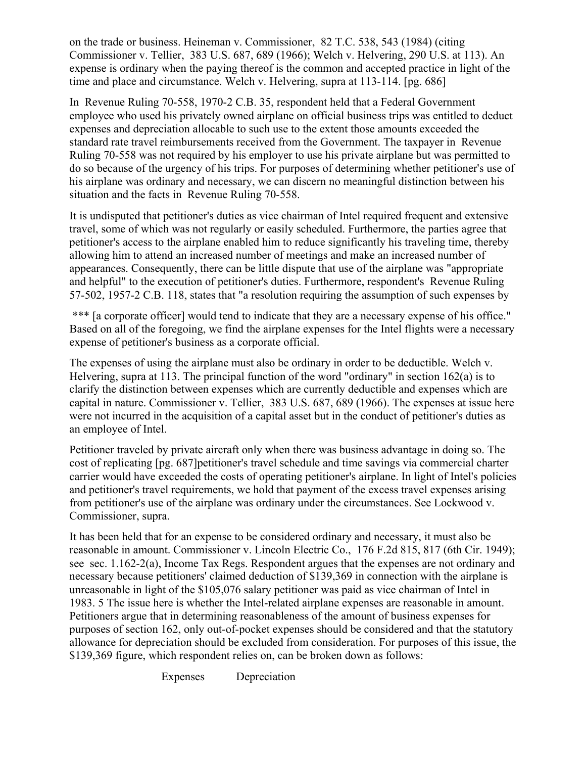on the trade or business. Heineman v. Commissioner, 82 T.C. 538, 543 (1984) (citing Commissioner v. Tellier, 383 U.S. 687, 689 (1966); Welch v. Helvering, 290 U.S. at 113). An expense is ordinary when the paying thereof is the common and accepted practice in light of the time and place and circumstance. Welch v. Helvering, supra at 113-114. [pg. 686]

In Revenue Ruling 70-558, 1970-2 C.B. 35, respondent held that a Federal Government employee who used his privately owned airplane on official business trips was entitled to deduct expenses and depreciation allocable to such use to the extent those amounts exceeded the standard rate travel reimbursements received from the Government. The taxpayer in Revenue Ruling 70-558 was not required by his employer to use his private airplane but was permitted to do so because of the urgency of his trips. For purposes of determining whether petitioner's use of his airplane was ordinary and necessary, we can discern no meaningful distinction between his situation and the facts in Revenue Ruling 70-558.

It is undisputed that petitioner's duties as vice chairman of Intel required frequent and extensive travel, some of which was not regularly or easily scheduled. Furthermore, the parties agree that petitioner's access to the airplane enabled him to reduce significantly his traveling time, thereby allowing him to attend an increased number of meetings and make an increased number of appearances. Consequently, there can be little dispute that use of the airplane was "appropriate and helpful" to the execution of petitioner's duties. Furthermore, respondent's Revenue Ruling 57-502, 1957-2 C.B. 118, states that "a resolution requiring the assumption of such expenses by

*** [a corporate officer] would tend to indicate that they are a necessary expense of his office." Based on all of the foregoing, we find the airplane expenses for the Intel flights were a necessary expense of petitioner's business as a corporate official.

The expenses of using the airplane must also be ordinary in order to be deductible. Welch v. Helvering, supra at 113. The principal function of the word "ordinary" in section 162(a) is to clarify the distinction between expenses which are currently deductible and expenses which are capital in nature. Commissioner v. Tellier, 383 U.S. 687, 689 (1966). The expenses at issue here were not incurred in the acquisition of a capital asset but in the conduct of petitioner's duties as an employee of Intel.

Petitioner traveled by private aircraft only when there was business advantage in doing so. The cost of replicating [pg. 687]petitioner's travel schedule and time savings via commercial charter carrier would have exceeded the costs of operating petitioner's airplane. In light of Intel's policies and petitioner's travel requirements, we hold that payment of the excess travel expenses arising from petitioner's use of the airplane was ordinary under the circumstances. See Lockwood v. Commissioner, supra.

It has been held that for an expense to be considered ordinary and necessary, it must also be reasonable in amount. Commissioner v. Lincoln Electric Co., 176 F.2d 815, 817 (6th Cir. 1949); see sec. 1.162-2(a), Income Tax Regs. Respondent argues that the expenses are not ordinary and necessary because petitioners' claimed deduction of $139,369 in connection with the airplane is unreasonable in light of the $105,076 salary petitioner was paid as vice chairman of Intel in 1983. 5 The issue here is whether the Intel-related airplane expenses are reasonable in amount. Petitioners argue that in determining reasonableness of the amount of business expenses for purposes of section 162, only out-of-pocket expenses should be considered and that the statutory allowance for depreciation should be excluded from consideration. For purposes of this issue, the $139,369 figure, which respondent relies on, can be broken down as follows:

| | Expenses | Depreciation |
|---|---|---|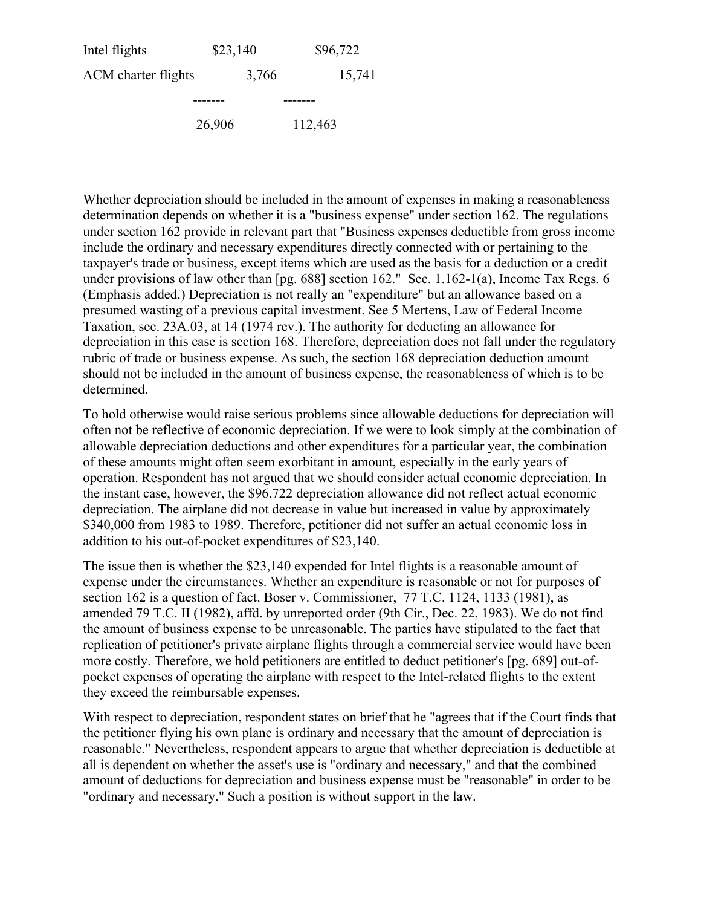| | | |
|---|---|---|
| Intel flights | $23,140 | $96,722 |
| ACM charter flights | 3,766 | 15,741 |
| | ------- | ------- |
| | 26,906 | 112,463 |

Whether depreciation should be included in the amount of expenses in making a reasonableness determination depends on whether it is a "business expense" under section 162. The regulations under section 162 provide in relevant part that "Business expenses deductible from gross income include the ordinary and necessary expenditures directly connected with or pertaining to the taxpayer's trade or business, except items which are used as the basis for a deduction or a credit under provisions of law other than [pg. 688] section 162." Sec. 1.162-1(a), Income Tax Regs. 6 (Emphasis added.) Depreciation is not really an "expenditure" but an allowance based on a presumed wasting of a previous capital investment. See 5 Mertens, Law of Federal Income Taxation, sec. 23A.03, at 14 (1974 rev.). The authority for deducting an allowance for depreciation in this case is section 168. Therefore, depreciation does not fall under the regulatory rubric of trade or business expense. As such, the section 168 depreciation deduction amount should not be included in the amount of business expense, the reasonableness of which is to be determined.

To hold otherwise would raise serious problems since allowable deductions for depreciation will often not be reflective of economic depreciation. If we were to look simply at the combination of allowable depreciation deductions and other expenditures for a particular year, the combination of these amounts might often seem exorbitant in amount, especially in the early years of operation. Respondent has not argued that we should consider actual economic depreciation. In the instant case, however, the $96,722 depreciation allowance did not reflect actual economic depreciation. The airplane did not decrease in value but increased in value by approximately $340,000 from 1983 to 1989. Therefore, petitioner did not suffer an actual economic loss in addition to his out-of-pocket expenditures of $23,140.

The issue then is whether the $23,140 expended for Intel flights is a reasonable amount of expense under the circumstances. Whether an expenditure is reasonable or not for purposes of section 162 is a question of fact. Boser v. Commissioner, 77 T.C. 1124, 1133 (1981), as amended 79 T.C. II (1982), affd. by unreported order (9th Cir., Dec. 22, 1983). We do not find the amount of business expense to be unreasonable. The parties have stipulated to the fact that replication of petitioner's private airplane flights through a commercial service would have been more costly. Therefore, we hold petitioners are entitled to deduct petitioner's [pg. 689] out-of-pocket expenses of operating the airplane with respect to the Intel-related flights to the extent they exceed the reimbursable expenses.

With respect to depreciation, respondent states on brief that he "agrees that if the Court finds that the petitioner flying his own plane is ordinary and necessary that the amount of depreciation is reasonable." Nevertheless, respondent appears to argue that whether depreciation is deductible at all is dependent on whether the asset's use is "ordinary and necessary," and that the combined amount of deductions for depreciation and business expense must be "reasonable" in order to be "ordinary and necessary." Such a position is without support in the law.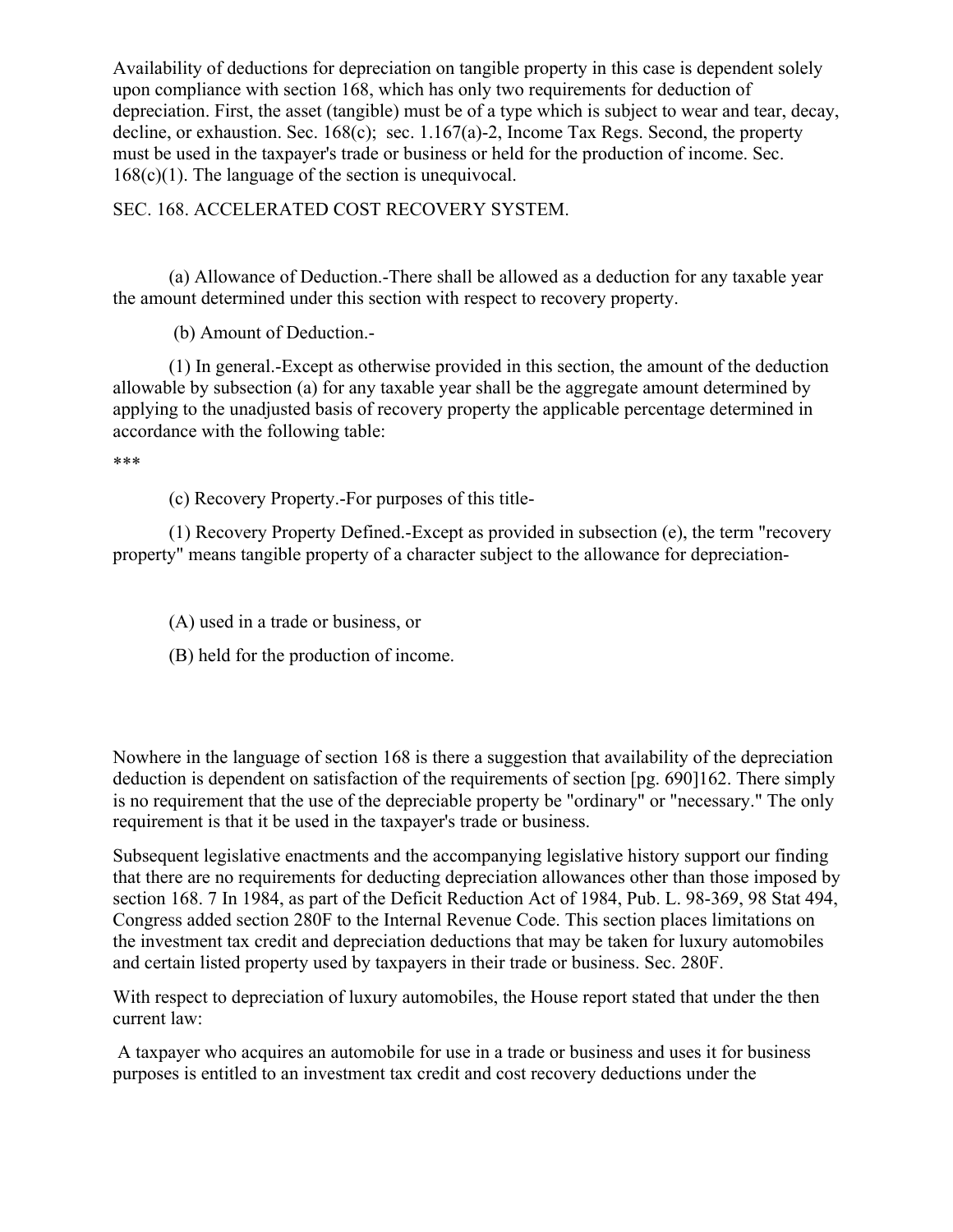Availability of deductions for depreciation on tangible property in this case is dependent solely upon compliance with section 168, which has only two requirements for deduction of depreciation. First, the asset (tangible) must be of a type which is subject to wear and tear, decay, decline, or exhaustion. Sec. 168(c); sec. 1.167(a)-2, Income Tax Regs. Second, the property must be used in the taxpayer's trade or business or held for the production of income. Sec. 168(c)(1). The language of the section is unequivocal.

SEC. 168. ACCELERATED COST RECOVERY SYSTEM.

(a) Allowance of Deduction.-There shall be allowed as a deduction for any taxable year the amount determined under this section with respect to recovery property.

(b) Amount of Deduction.-

(1) In general.-Except as otherwise provided in this section, the amount of the deduction allowable by subsection (a) for any taxable year shall be the aggregate amount determined by applying to the unadjusted basis of recovery property the applicable percentage determined in accordance with the following table:

***

(c) Recovery Property.-For purposes of this title-

(1) Recovery Property Defined.-Except as provided in subsection (e), the term "recovery property" means tangible property of a character subject to the allowance for depreciation-

(A) used in a trade or business, or

(B) held for the production of income.

Nowhere in the language of section 168 is there a suggestion that availability of the depreciation deduction is dependent on satisfaction of the requirements of section [pg. 690]162. There simply is no requirement that the use of the depreciable property be "ordinary" or "necessary." The only requirement is that it be used in the taxpayer's trade or business.

Subsequent legislative enactments and the accompanying legislative history support our finding that there are no requirements for deducting depreciation allowances other than those imposed by section 168. 7 In 1984, as part of the Deficit Reduction Act of 1984, Pub. L. 98-369, 98 Stat 494, Congress added section 280F to the Internal Revenue Code. This section places limitations on the investment tax credit and depreciation deductions that may be taken for luxury automobiles and certain listed property used by taxpayers in their trade or business. Sec. 280F.

With respect to depreciation of luxury automobiles, the House report stated that under the then current law:

A taxpayer who acquires an automobile for use in a trade or business and uses it for business purposes is entitled to an investment tax credit and cost recovery deductions under the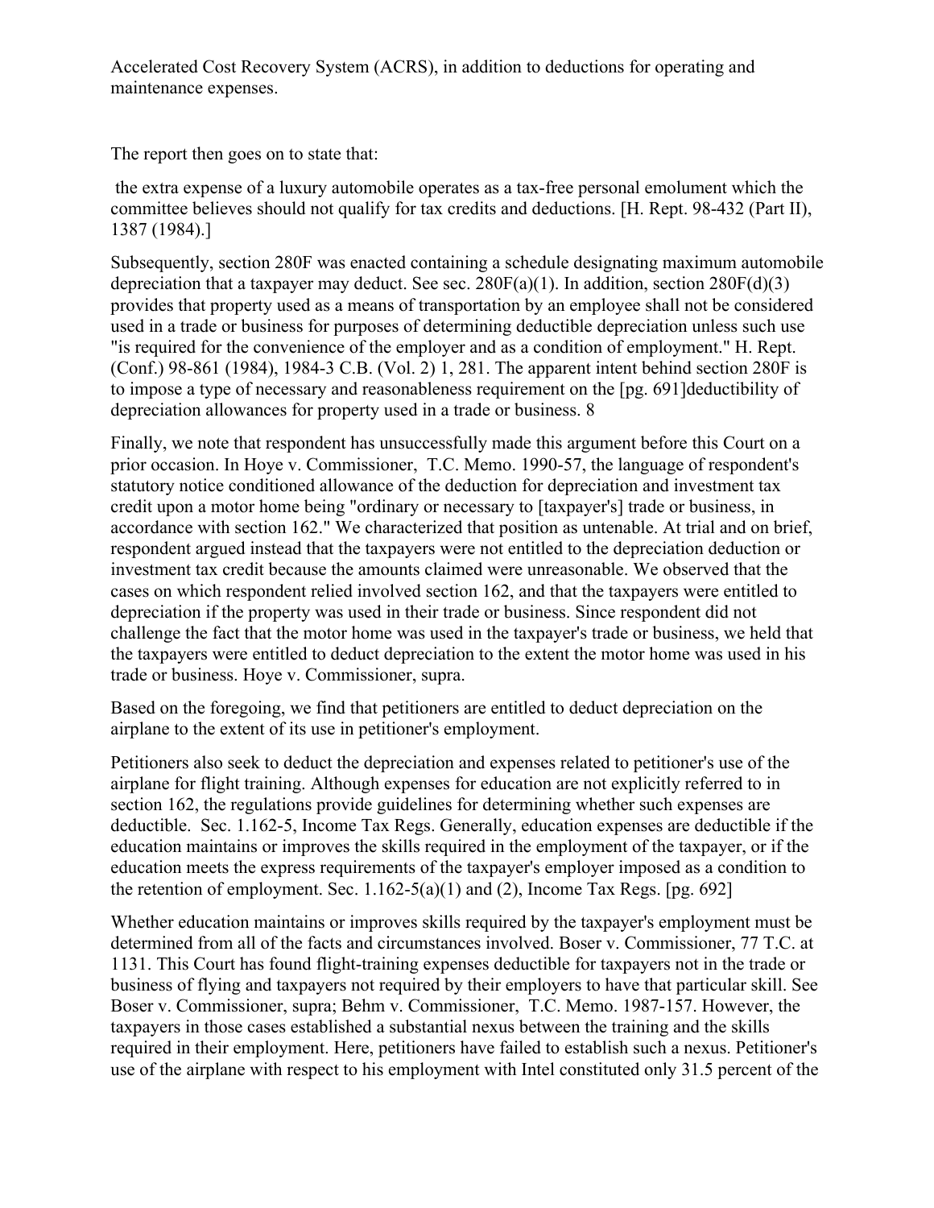Accelerated Cost Recovery System (ACRS), in addition to deductions for operating and maintenance expenses.

The report then goes on to state that:

> the extra expense of a luxury automobile operates as a tax-free personal emolument which the committee believes should not qualify for tax credits and deductions. [H. Rept. 98-432 (Part II), 1387 (1984).]

Subsequently, section 280F was enacted containing a schedule designating maximum automobile depreciation that a taxpayer may deduct. See sec. 280F(a)(1). In addition, section 280F(d)(3) provides that property used as a means of transportation by an employee shall not be considered used in a trade or business for purposes of determining deductible depreciation unless such use "is required for the convenience of the employer and as a condition of employment." H. Rept. (Conf.) 98-861 (1984), 1984-3 C.B. (Vol. 2) 1, 281. The apparent intent behind section 280F is to impose a type of necessary and reasonableness requirement on the [pg. 691]deductibility of depreciation allowances for property used in a trade or business. 8

Finally, we note that respondent has unsuccessfully made this argument before this Court on a prior occasion. In Hoye v. Commissioner, T.C. Memo. 1990-57, the language of respondent's statutory notice conditioned allowance of the deduction for depreciation and investment tax credit upon a motor home being "ordinary or necessary to [taxpayer's] trade or business, in accordance with section 162." We characterized that position as untenable. At trial and on brief, respondent argued instead that the taxpayers were not entitled to the depreciation deduction or investment tax credit because the amounts claimed were unreasonable. We observed that the cases on which respondent relied involved section 162, and that the taxpayers were entitled to depreciation if the property was used in their trade or business. Since respondent did not challenge the fact that the motor home was used in the taxpayer's trade or business, we held that the taxpayers were entitled to deduct depreciation to the extent the motor home was used in his trade or business. Hoye v. Commissioner, supra.

Based on the foregoing, we find that petitioners are entitled to deduct depreciation on the airplane to the extent of its use in petitioner's employment.

Petitioners also seek to deduct the depreciation and expenses related to petitioner's use of the airplane for flight training. Although expenses for education are not explicitly referred to in section 162, the regulations provide guidelines for determining whether such expenses are deductible. Sec. 1.162-5, Income Tax Regs. Generally, education expenses are deductible if the education maintains or improves the skills required in the employment of the taxpayer, or if the education meets the express requirements of the taxpayer's employer imposed as a condition to the retention of employment. Sec. 1.162-5(a)(1) and (2), Income Tax Regs. [pg. 692]

Whether education maintains or improves skills required by the taxpayer's employment must be determined from all of the facts and circumstances involved. Boser v. Commissioner, 77 T.C. at 1131. This Court has found flight-training expenses deductible for taxpayers not in the trade or business of flying and taxpayers not required by their employers to have that particular skill. See Boser v. Commissioner, supra; Behm v. Commissioner, T.C. Memo. 1987-157. However, the taxpayers in those cases established a substantial nexus between the training and the skills required in their employment. Here, petitioners have failed to establish such a nexus. Petitioner's use of the airplane with respect to his employment with Intel constituted only 31.5 percent of the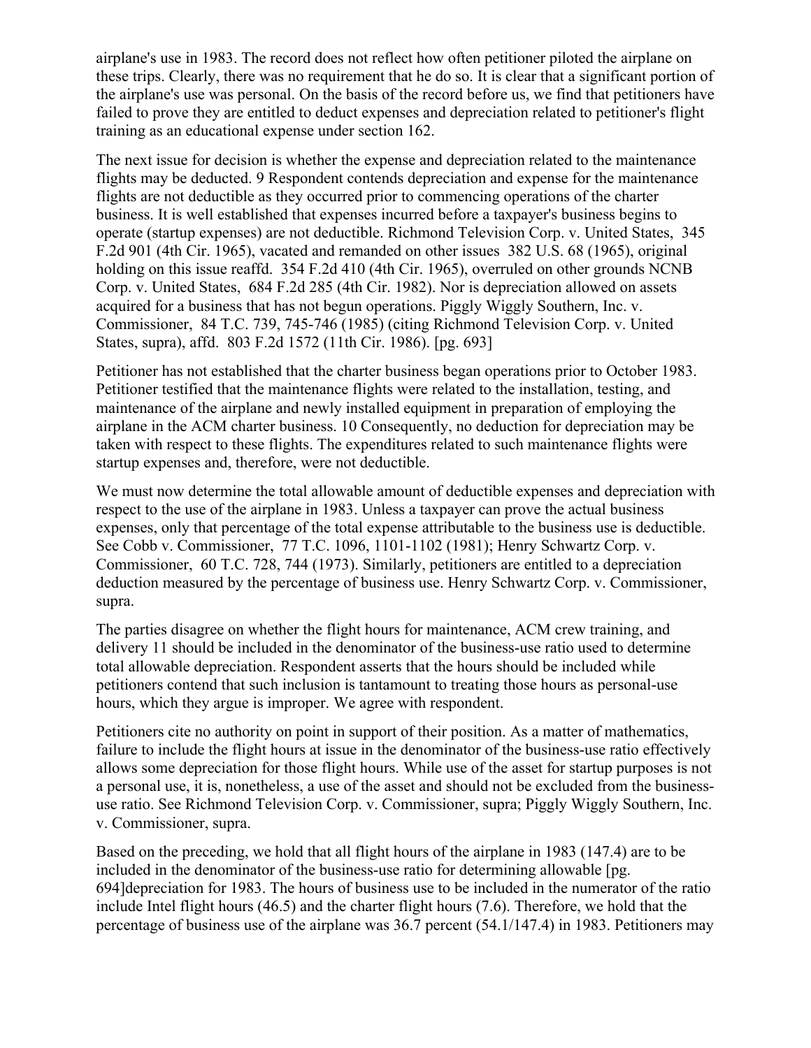airplane's use in 1983. The record does not reflect how often petitioner piloted the airplane on these trips. Clearly, there was no requirement that he do so. It is clear that a significant portion of the airplane's use was personal. On the basis of the record before us, we find that petitioners have failed to prove they are entitled to deduct expenses and depreciation related to petitioner's flight training as an educational expense under section 162.

The next issue for decision is whether the expense and depreciation related to the maintenance flights may be deducted. 9 Respondent contends depreciation and expense for the maintenance flights are not deductible as they occurred prior to commencing operations of the charter business. It is well established that expenses incurred before a taxpayer's business begins to operate (startup expenses) are not deductible. Richmond Television Corp. v. United States, 345 F.2d 901 (4th Cir. 1965), vacated and remanded on other issues 382 U.S. 68 (1965), original holding on this issue reaffd. 354 F.2d 410 (4th Cir. 1965), overruled on other grounds NCNB Corp. v. United States, 684 F.2d 285 (4th Cir. 1982). Nor is depreciation allowed on assets acquired for a business that has not begun operations. Piggly Wiggly Southern, Inc. v. Commissioner, 84 T.C. 739, 745-746 (1985) (citing Richmond Television Corp. v. United States, supra), affd. 803 F.2d 1572 (11th Cir. 1986). [pg. 693]

Petitioner has not established that the charter business began operations prior to October 1983. Petitioner testified that the maintenance flights were related to the installation, testing, and maintenance of the airplane and newly installed equipment in preparation of employing the airplane in the ACM charter business. 10 Consequently, no deduction for depreciation may be taken with respect to these flights. The expenditures related to such maintenance flights were startup expenses and, therefore, were not deductible.

We must now determine the total allowable amount of deductible expenses and depreciation with respect to the use of the airplane in 1983. Unless a taxpayer can prove the actual business expenses, only that percentage of the total expense attributable to the business use is deductible. See Cobb v. Commissioner, 77 T.C. 1096, 1101-1102 (1981); Henry Schwartz Corp. v. Commissioner, 60 T.C. 728, 744 (1973). Similarly, petitioners are entitled to a depreciation deduction measured by the percentage of business use. Henry Schwartz Corp. v. Commissioner, supra.

The parties disagree on whether the flight hours for maintenance, ACM crew training, and delivery 11 should be included in the denominator of the business-use ratio used to determine total allowable depreciation. Respondent asserts that the hours should be included while petitioners contend that such inclusion is tantamount to treating those hours as personal-use hours, which they argue is improper. We agree with respondent.

Petitioners cite no authority on point in support of their position. As a matter of mathematics, failure to include the flight hours at issue in the denominator of the business-use ratio effectively allows some depreciation for those flight hours. While use of the asset for startup purposes is not a personal use, it is, nonetheless, a use of the asset and should not be excluded from the business-use ratio. See Richmond Television Corp. v. Commissioner, supra; Piggly Wiggly Southern, Inc. v. Commissioner, supra.

Based on the preceding, we hold that all flight hours of the airplane in 1983 (147.4) are to be included in the denominator of the business-use ratio for determining allowable [pg. 694]depreciation for 1983. The hours of business use to be included in the numerator of the ratio include Intel flight hours (46.5) and the charter flight hours (7.6). Therefore, we hold that the percentage of business use of the airplane was 36.7 percent (54.1/147.4) in 1983. Petitioners may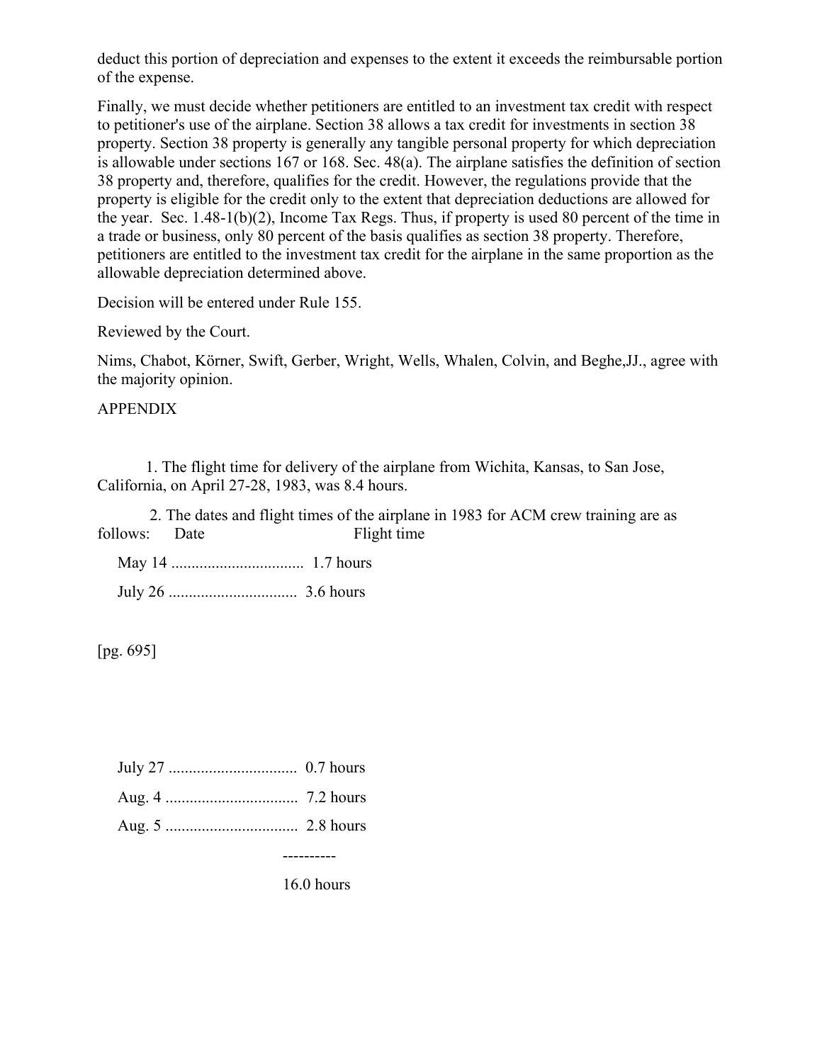deduct this portion of depreciation and expenses to the extent it exceeds the reimbursable portion of the expense.

Finally, we must decide whether petitioners are entitled to an investment tax credit with respect to petitioner's use of the airplane. Section 38 allows a tax credit for investments in section 38 property. Section 38 property is generally any tangible personal property for which depreciation is allowable under sections 167 or 168. Sec. 48(a). The airplane satisfies the definition of section 38 property and, therefore, qualifies for the credit. However, the regulations provide that the property is eligible for the credit only to the extent that depreciation deductions are allowed for the year. Sec. 1.48-1(b)(2), Income Tax Regs. Thus, if property is used 80 percent of the time in a trade or business, only 80 percent of the basis qualifies as section 38 property. Therefore, petitioners are entitled to the investment tax credit for the airplane in the same proportion as the allowable depreciation determined above.

Decision will be entered under Rule 155.

Reviewed by the Court.

Nims, Chabot, Körner, Swift, Gerber, Wright, Wells, Whalen, Colvin, and Beghe,JJ., agree with the majority opinion.

APPENDIX

1. The flight time for delivery of the airplane from Wichita, Kansas, to San Jose, California, on April 27-28, 1983, was 8.4 hours.

2. The dates and flight times of the airplane in 1983 for ACM crew training are as follows:

| Date | Flight time |
|---|---|
| May 14 | 1.7 hours |
| July 26 | 3.6 hours |
| July 27 | 0.7 hours |
| Aug. 4 | 7.2 hours |
| Aug. 5 | 2.8 hours |
| | 16.0 hours |

[pg. 695]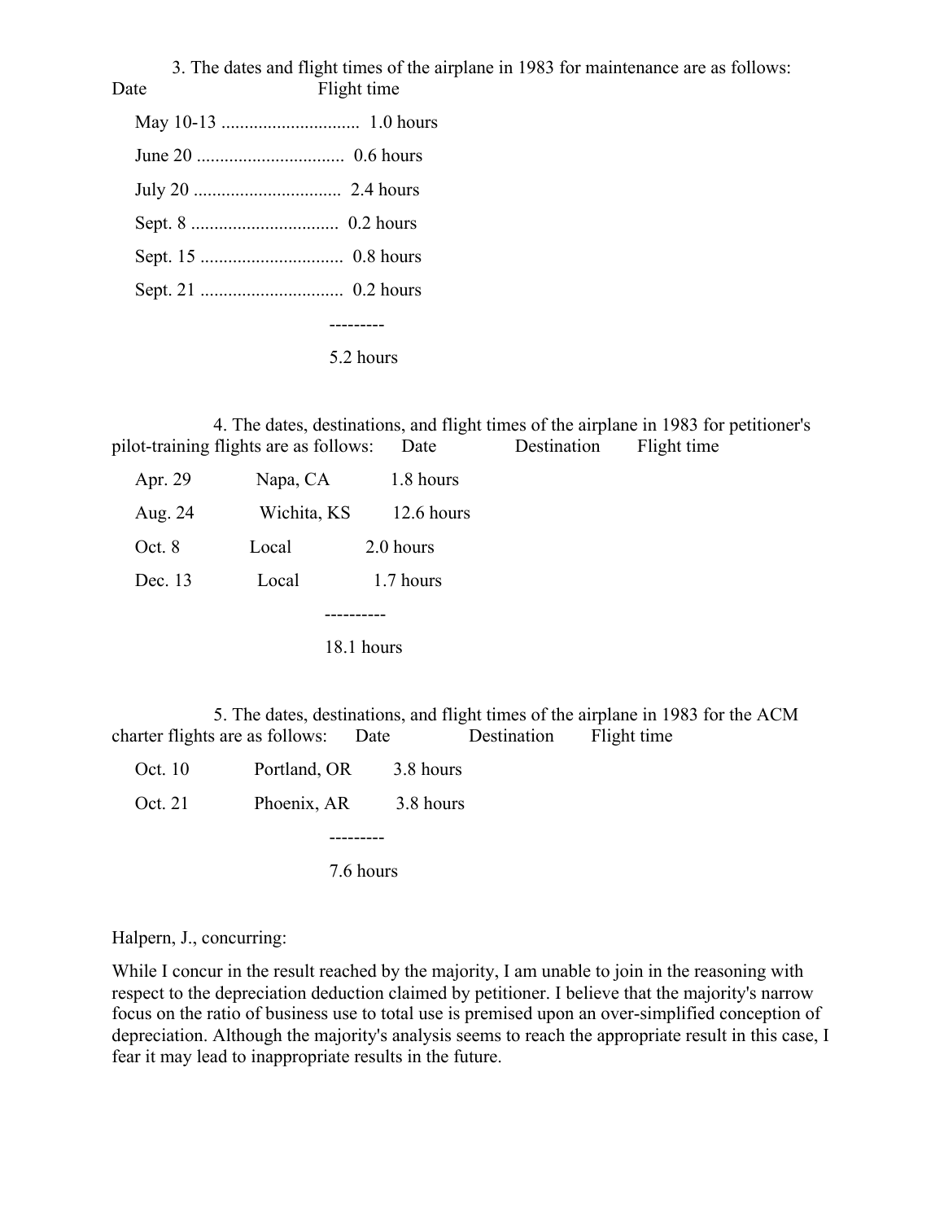3. The dates and flight times of the airplane in 1983 for maintenance are as follows:

| Date | Flight time |
| --- | --- |
| May 10-13 | 1.0 hours |
| June 20 | 0.6 hours |
| July 20 | 2.4 hours |
| Sept. 8 | 0.2 hours |
| Sept. 15 | 0.8 hours |
| Sept. 21 | 0.2 hours |
| | 5.2 hours |

4. The dates, destinations, and flight times of the airplane in 1983 for petitioner's pilot-training flights are as follows:

| Date | Destination | Flight time |
| --- | --- | --- |
| Apr. 29 | Napa, CA | 1.8 hours |
| Aug. 24 | Wichita, KS | 12.6 hours |
| Oct. 8 | Local | 2.0 hours |
| Dec. 13 | Local | 1.7 hours |
| | | 18.1 hours |

5. The dates, destinations, and flight times of the airplane in 1983 for the ACM charter flights are as follows:

| Date | Destination | Flight time |
| --- | --- | --- |
| Oct. 10 | Portland, OR | 3.8 hours |
| Oct. 21 | Phoenix, AR | 3.8 hours |
| | | 7.6 hours |

Halpern, J., concurring:

While I concur in the result reached by the majority, I am unable to join in the reasoning with respect to the depreciation deduction claimed by petitioner. I believe that the majority's narrow focus on the ratio of business use to total use is premised upon an over-simplified conception of depreciation. Although the majority's analysis seems to reach the appropriate result in this case, I fear it may lead to inappropriate results in the future.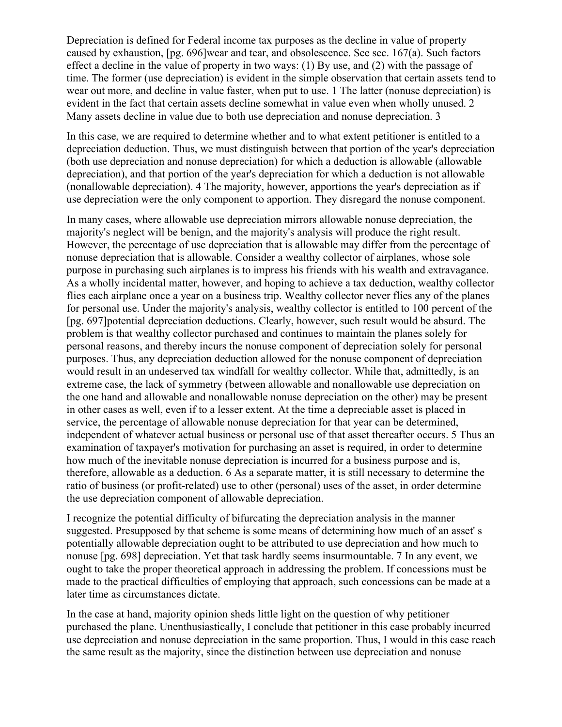Depreciation is defined for Federal income tax purposes as the decline in value of property caused by exhaustion, [pg. 696]wear and tear, and obsolescence. See sec. 167(a). Such factors effect a decline in the value of property in two ways: (1) By use, and (2) with the passage of time. The former (use depreciation) is evident in the simple observation that certain assets tend to wear out more, and decline in value faster, when put to use. 1 The latter (nonuse depreciation) is evident in the fact that certain assets decline somewhat in value even when wholly unused. 2 Many assets decline in value due to both use depreciation and nonuse depreciation. 3

In this case, we are required to determine whether and to what extent petitioner is entitled to a depreciation deduction. Thus, we must distinguish between that portion of the year's depreciation (both use depreciation and nonuse depreciation) for which a deduction is allowable (allowable depreciation), and that portion of the year's depreciation for which a deduction is not allowable (nonallowable depreciation). 4 The majority, however, apportions the year's depreciation as if use depreciation were the only component to apportion. They disregard the nonuse component.

In many cases, where allowable use depreciation mirrors allowable nonuse depreciation, the majority's neglect will be benign, and the majority's analysis will produce the right result. However, the percentage of use depreciation that is allowable may differ from the percentage of nonuse depreciation that is allowable. Consider a wealthy collector of airplanes, whose sole purpose in purchasing such airplanes is to impress his friends with his wealth and extravagance. As a wholly incidental matter, however, and hoping to achieve a tax deduction, wealthy collector flies each airplane once a year on a business trip. Wealthy collector never flies any of the planes for personal use. Under the majority's analysis, wealthy collector is entitled to 100 percent of the [pg. 697]potential depreciation deductions. Clearly, however, such result would be absurd. The problem is that wealthy collector purchased and continues to maintain the planes solely for personal reasons, and thereby incurs the nonuse component of depreciation solely for personal purposes. Thus, any depreciation deduction allowed for the nonuse component of depreciation would result in an undeserved tax windfall for wealthy collector. While that, admittedly, is an extreme case, the lack of symmetry (between allowable and nonallowable use depreciation on the one hand and allowable and nonallowable nonuse depreciation on the other) may be present in other cases as well, even if to a lesser extent. At the time a depreciable asset is placed in service, the percentage of allowable nonuse depreciation for that year can be determined, independent of whatever actual business or personal use of that asset thereafter occurs. 5 Thus an examination of taxpayer's motivation for purchasing an asset is required, in order to determine how much of the inevitable nonuse depreciation is incurred for a business purpose and is, therefore, allowable as a deduction. 6 As a separate matter, it is still necessary to determine the ratio of business (or profit-related) use to other (personal) uses of the asset, in order determine the use depreciation component of allowable depreciation.

I recognize the potential difficulty of bifurcating the depreciation analysis in the manner suggested. Presupposed by that scheme is some means of determining how much of an asset' s potentially allowable depreciation ought to be attributed to use depreciation and how much to nonuse [pg. 698] depreciation. Yet that task hardly seems insurmountable. 7 In any event, we ought to take the proper theoretical approach in addressing the problem. If concessions must be made to the practical difficulties of employing that approach, such concessions can be made at a later time as circumstances dictate.

In the case at hand, majority opinion sheds little light on the question of why petitioner purchased the plane. Unenthusiastically, I conclude that petitioner in this case probably incurred use depreciation and nonuse depreciation in the same proportion. Thus, I would in this case reach the same result as the majority, since the distinction between use depreciation and nonuse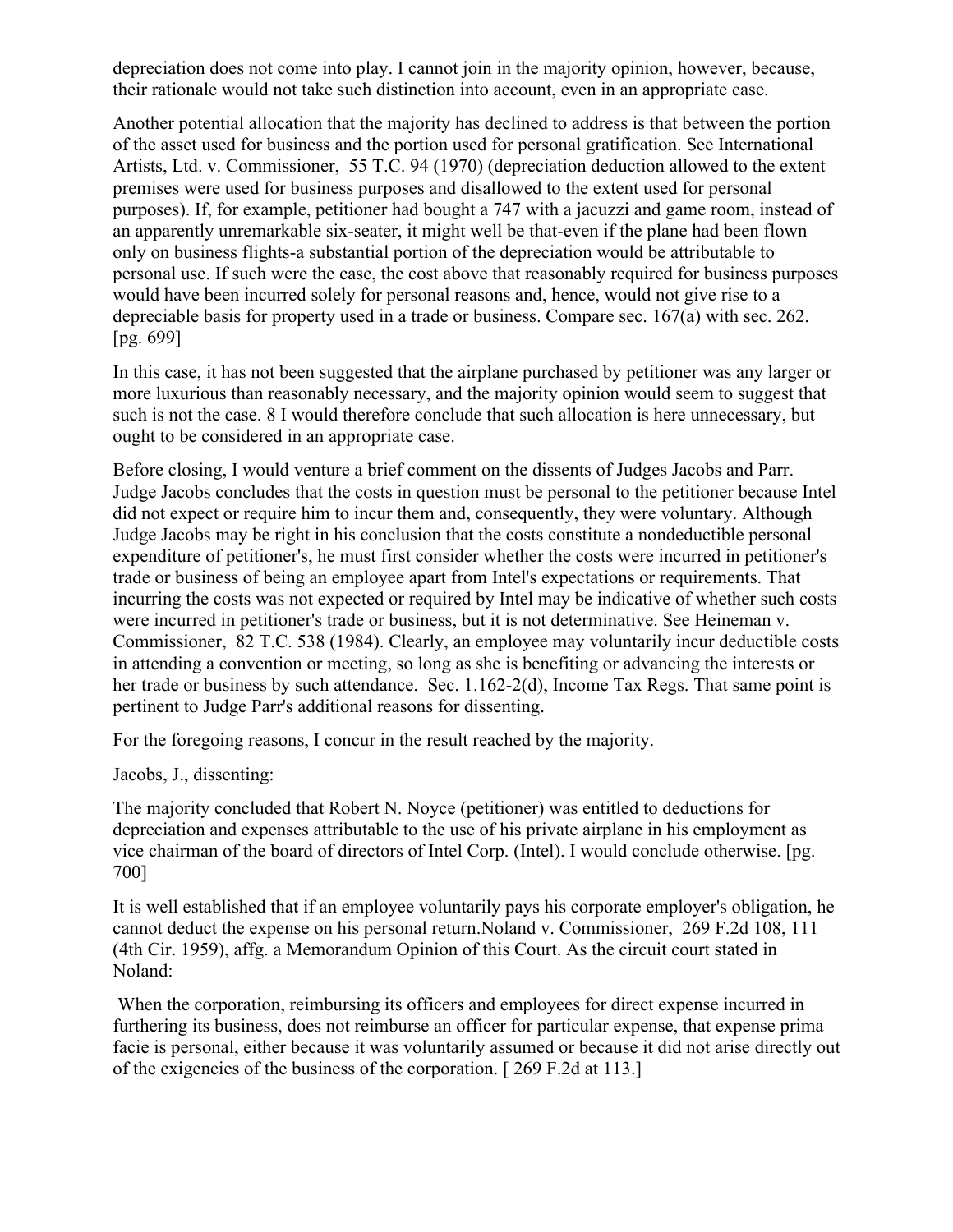depreciation does not come into play. I cannot join in the majority opinion, however, because, their rationale would not take such distinction into account, even in an appropriate case.

Another potential allocation that the majority has declined to address is that between the portion of the asset used for business and the portion used for personal gratification. See International Artists, Ltd. v. Commissioner, 55 T.C. 94 (1970) (depreciation deduction allowed to the extent premises were used for business purposes and disallowed to the extent used for personal purposes). If, for example, petitioner had bought a 747 with a jacuzzi and game room, instead of an apparently unremarkable six-seater, it might well be that-even if the plane had been flown only on business flights-a substantial portion of the depreciation would be attributable to personal use. If such were the case, the cost above that reasonably required for business purposes would have been incurred solely for personal reasons and, hence, would not give rise to a depreciable basis for property used in a trade or business. Compare sec. 167(a) with sec. 262. [pg. 699]

In this case, it has not been suggested that the airplane purchased by petitioner was any larger or more luxurious than reasonably necessary, and the majority opinion would seem to suggest that such is not the case. 8 I would therefore conclude that such allocation is here unnecessary, but ought to be considered in an appropriate case.

Before closing, I would venture a brief comment on the dissents of Judges Jacobs and Parr. Judge Jacobs concludes that the costs in question must be personal to the petitioner because Intel did not expect or require him to incur them and, consequently, they were voluntary. Although Judge Jacobs may be right in his conclusion that the costs constitute a nondeductible personal expenditure of petitioner's, he must first consider whether the costs were incurred in petitioner's trade or business of being an employee apart from Intel's expectations or requirements. That incurring the costs was not expected or required by Intel may be indicative of whether such costs were incurred in petitioner's trade or business, but it is not determinative. See Heineman v. Commissioner, 82 T.C. 538 (1984). Clearly, an employee may voluntarily incur deductible costs in attending a convention or meeting, so long as she is benefiting or advancing the interests or her trade or business by such attendance. Sec. 1.162-2(d), Income Tax Regs. That same point is pertinent to Judge Parr's additional reasons for dissenting.

For the foregoing reasons, I concur in the result reached by the majority.

Jacobs, J., dissenting:

The majority concluded that Robert N. Noyce (petitioner) was entitled to deductions for depreciation and expenses attributable to the use of his private airplane in his employment as vice chairman of the board of directors of Intel Corp. (Intel). I would conclude otherwise. [pg. 700]

It is well established that if an employee voluntarily pays his corporate employer's obligation, he cannot deduct the expense on his personal return.Noland v. Commissioner, 269 F.2d 108, 111 (4th Cir. 1959), affg. a Memorandum Opinion of this Court. As the circuit court stated in Noland:

> When the corporation, reimbursing its officers and employees for direct expense incurred in furthering its business, does not reimburse an officer for particular expense, that expense prima facie is personal, either because it was voluntarily assumed or because it did not arise directly out of the exigencies of the business of the corporation. [ 269 F.2d at 113.]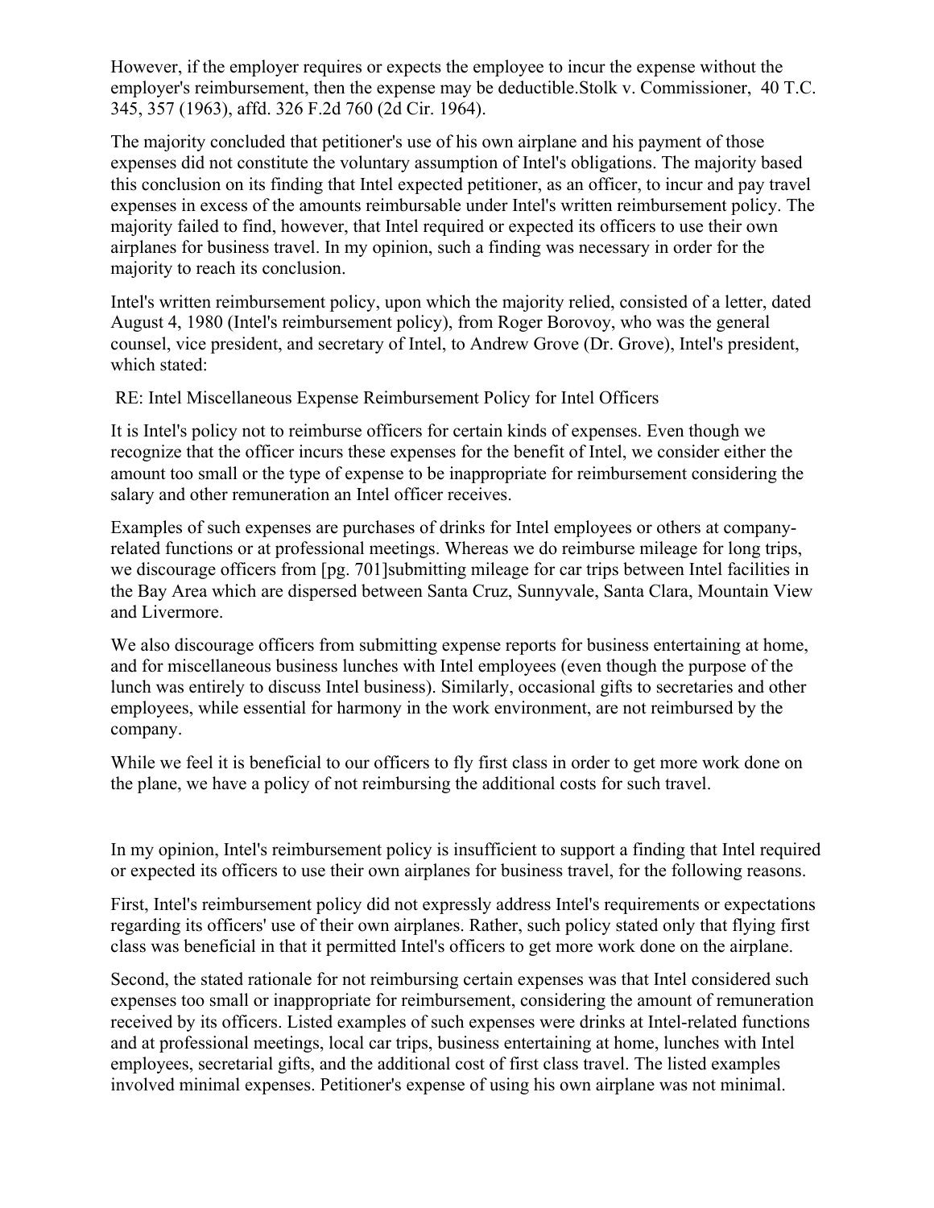However, if the employer requires or expects the employee to incur the expense without the employer's reimbursement, then the expense may be deductible.Stolk v. Commissioner, 40 T.C. 345, 357 (1963), affd. 326 F.2d 760 (2d Cir. 1964).

The majority concluded that petitioner's use of his own airplane and his payment of those expenses did not constitute the voluntary assumption of Intel's obligations. The majority based this conclusion on its finding that Intel expected petitioner, as an officer, to incur and pay travel expenses in excess of the amounts reimbursable under Intel's written reimbursement policy. The majority failed to find, however, that Intel required or expected its officers to use their own airplanes for business travel. In my opinion, such a finding was necessary in order for the majority to reach its conclusion.

Intel's written reimbursement policy, upon which the majority relied, consisted of a letter, dated August 4, 1980 (Intel's reimbursement policy), from Roger Borovoy, who was the general counsel, vice president, and secretary of Intel, to Andrew Grove (Dr. Grove), Intel's president, which stated:

RE: Intel Miscellaneous Expense Reimbursement Policy for Intel Officers

It is Intel's policy not to reimburse officers for certain kinds of expenses. Even though we recognize that the officer incurs these expenses for the benefit of Intel, we consider either the amount too small or the type of expense to be inappropriate for reimbursement considering the salary and other remuneration an Intel officer receives.

Examples of such expenses are purchases of drinks for Intel employees or others at company-related functions or at professional meetings. Whereas we do reimburse mileage for long trips, we discourage officers from [pg. 701]submitting mileage for car trips between Intel facilities in the Bay Area which are dispersed between Santa Cruz, Sunnyvale, Santa Clara, Mountain View and Livermore.

We also discourage officers from submitting expense reports for business entertaining at home, and for miscellaneous business lunches with Intel employees (even though the purpose of the lunch was entirely to discuss Intel business). Similarly, occasional gifts to secretaries and other employees, while essential for harmony in the work environment, are not reimbursed by the company.

While we feel it is beneficial to our officers to fly first class in order to get more work done on the plane, we have a policy of not reimbursing the additional costs for such travel.

In my opinion, Intel's reimbursement policy is insufficient to support a finding that Intel required or expected its officers to use their own airplanes for business travel, for the following reasons.

First, Intel's reimbursement policy did not expressly address Intel's requirements or expectations regarding its officers' use of their own airplanes. Rather, such policy stated only that flying first class was beneficial in that it permitted Intel's officers to get more work done on the airplane.

Second, the stated rationale for not reimbursing certain expenses was that Intel considered such expenses too small or inappropriate for reimbursement, considering the amount of remuneration received by its officers. Listed examples of such expenses were drinks at Intel-related functions and at professional meetings, local car trips, business entertaining at home, lunches with Intel employees, secretarial gifts, and the additional cost of first class travel. The listed examples involved minimal expenses. Petitioner's expense of using his own airplane was not minimal.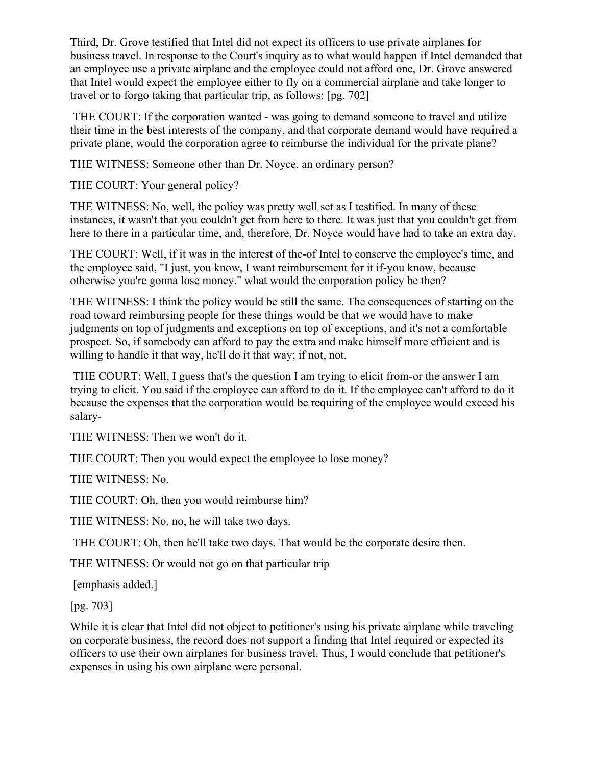Third, Dr. Grove testified that Intel did not expect its officers to use private airplanes for business travel. In response to the Court's inquiry as to what would happen if Intel demanded that an employee use a private airplane and the employee could not afford one, Dr. Grove answered that Intel would expect the employee either to fly on a commercial airplane and take longer to travel or to forgo taking that particular trip, as follows: [pg. 702]

THE COURT: If the corporation wanted - was going to demand someone to travel and utilize their time in the best interests of the company, and that corporate demand would have required a private plane, would the corporation agree to reimburse the individual for the private plane?

THE WITNESS: Someone other than Dr. Noyce, an ordinary person?

THE COURT: Your general policy?

THE WITNESS: No, well, the policy was pretty well set as I testified. In many of these instances, it wasn't that you couldn't get from here to there. It was just that you couldn't get from here to there in a particular time, and, therefore, Dr. Noyce would have had to take an extra day.

THE COURT: Well, if it was in the interest of the-of Intel to conserve the employee's time, and the employee said, "I just, you know, I want reimbursement for it if-you know, because otherwise you're gonna lose money." what would the corporation policy be then?

THE WITNESS: I think the policy would be still the same. The consequences of starting on the road toward reimbursing people for these things would be that we would have to make judgments on top of judgments and exceptions on top of exceptions, and it's not a comfortable prospect. So, if somebody can afford to pay the extra and make himself more efficient and is willing to handle it that way, he'll do it that way; if not, not.

THE COURT: Well, I guess that's the question I am trying to elicit from-or the answer I am trying to elicit. You said if the employee can afford to do it. If the employee can't afford to do it because the expenses that the corporation would be requiring of the employee would exceed his salary-

THE WITNESS: Then we won't do it.

THE COURT: Then you would expect the employee to lose money?

THE WITNESS: No.

THE COURT: Oh, then you would reimburse him?

THE WITNESS: No, no, he will take two days.

THE COURT: Oh, then he'll take two days. That would be the corporate desire then.

THE WITNESS: Or would not go on that particular trip

[emphasis added.]

[pg. 703]

While it is clear that Intel did not object to petitioner's using his private airplane while traveling on corporate business, the record does not support a finding that Intel required or expected its officers to use their own airplanes for business travel. Thus, I would conclude that petitioner's expenses in using his own airplane were personal.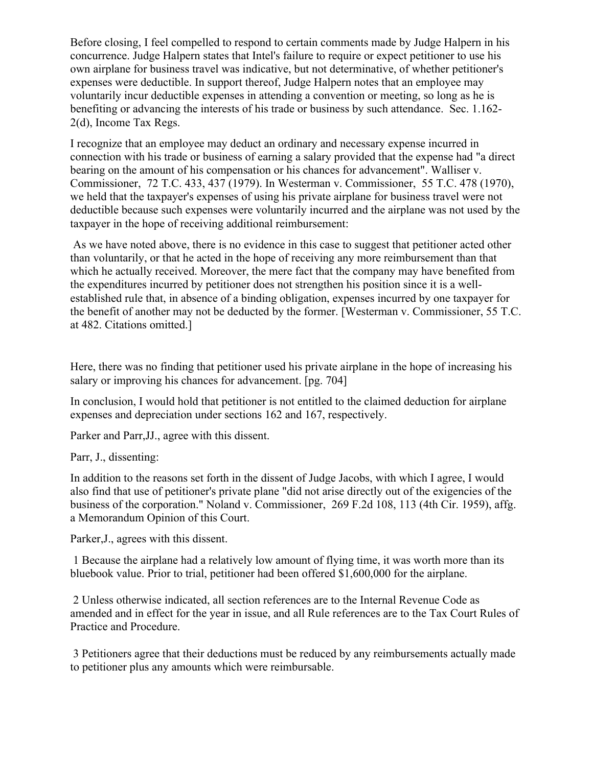Before closing, I feel compelled to respond to certain comments made by Judge Halpern in his concurrence. Judge Halpern states that Intel's failure to require or expect petitioner to use his own airplane for business travel was indicative, but not determinative, of whether petitioner's expenses were deductible. In support thereof, Judge Halpern notes that an employee may voluntarily incur deductible expenses in attending a convention or meeting, so long as he is benefiting or advancing the interests of his trade or business by such attendance. Sec. 1.162-2(d), Income Tax Regs.

I recognize that an employee may deduct an ordinary and necessary expense incurred in connection with his trade or business of earning a salary provided that the expense had "a direct bearing on the amount of his compensation or his chances for advancement". Walliser v. Commissioner, 72 T.C. 433, 437 (1979). In Westerman v. Commissioner, 55 T.C. 478 (1970), we held that the taxpayer's expenses of using his private airplane for business travel were not deductible because such expenses were voluntarily incurred and the airplane was not used by the taxpayer in the hope of receiving additional reimbursement:

> As we have noted above, there is no evidence in this case to suggest that petitioner acted other than voluntarily, or that he acted in the hope of receiving any more reimbursement than that which he actually received. Moreover, the mere fact that the company may have benefited from the expenditures incurred by petitioner does not strengthen his position since it is a well-established rule that, in absence of a binding obligation, expenses incurred by one taxpayer for the benefit of another may not be deducted by the former. [Westerman v. Commissioner, 55 T.C. at 482. Citations omitted.]

Here, there was no finding that petitioner used his private airplane in the hope of increasing his salary or improving his chances for advancement. [pg. 704]

In conclusion, I would hold that petitioner is not entitled to the claimed deduction for airplane expenses and depreciation under sections 162 and 167, respectively.

Parker and Parr,JJ., agree with this dissent.

Parr, J., dissenting:

In addition to the reasons set forth in the dissent of Judge Jacobs, with which I agree, I would also find that use of petitioner's private plane "did not arise directly out of the exigencies of the business of the corporation." Noland v. Commissioner, 269 F.2d 108, 113 (4th Cir. 1959), affg. a Memorandum Opinion of this Court.

Parker,J., agrees with this dissent.

1 Because the airplane had a relatively low amount of flying time, it was worth more than its bluebook value. Prior to trial, petitioner had been offered $1,600,000 for the airplane.

2 Unless otherwise indicated, all section references are to the Internal Revenue Code as amended and in effect for the year in issue, and all Rule references are to the Tax Court Rules of Practice and Procedure.

3 Petitioners agree that their deductions must be reduced by any reimbursements actually made to petitioner plus any amounts which were reimbursable.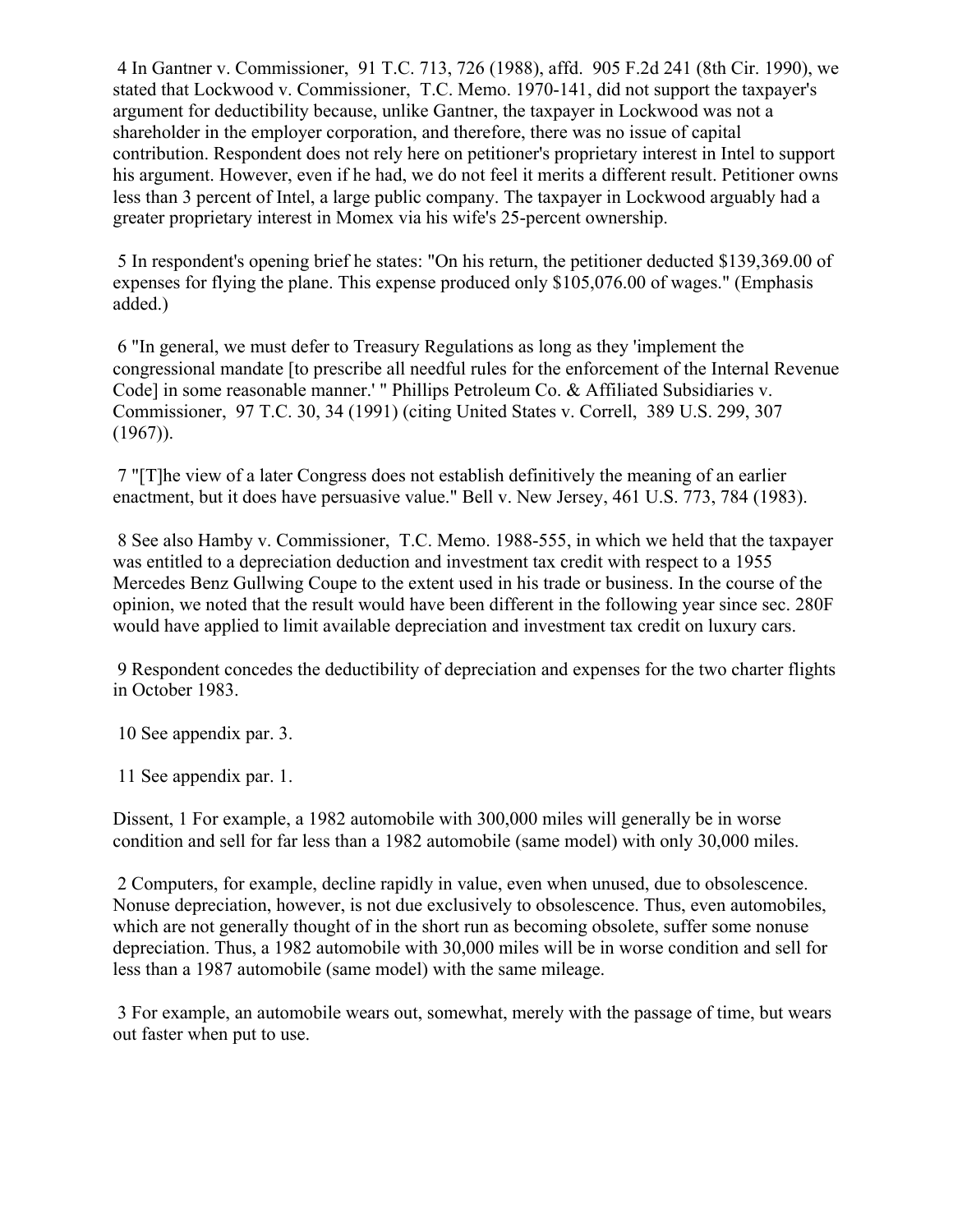4 In Gantner v. Commissioner, 91 T.C. 713, 726 (1988), affd. 905 F.2d 241 (8th Cir. 1990), we stated that Lockwood v. Commissioner, T.C. Memo. 1970-141, did not support the taxpayer's argument for deductibility because, unlike Gantner, the taxpayer in Lockwood was not a shareholder in the employer corporation, and therefore, there was no issue of capital contribution. Respondent does not rely here on petitioner's proprietary interest in Intel to support his argument. However, even if he had, we do not feel it merits a different result. Petitioner owns less than 3 percent of Intel, a large public company. The taxpayer in Lockwood arguably had a greater proprietary interest in Momex via his wife's 25-percent ownership.

5 In respondent's opening brief he states: "On his return, the petitioner deducted $139,369.00 of expenses for flying the plane. This expense produced only $105,076.00 of wages." (Emphasis added.)

6 "In general, we must defer to Treasury Regulations as long as they 'implement the congressional mandate [to prescribe all needful rules for the enforcement of the Internal Revenue Code] in some reasonable manner.' " Phillips Petroleum Co. & Affiliated Subsidiaries v. Commissioner, 97 T.C. 30, 34 (1991) (citing United States v. Correll, 389 U.S. 299, 307 (1967)).

7 "[T]he view of a later Congress does not establish definitively the meaning of an earlier enactment, but it does have persuasive value." Bell v. New Jersey, 461 U.S. 773, 784 (1983).

8 See also Hamby v. Commissioner, T.C. Memo. 1988-555, in which we held that the taxpayer was entitled to a depreciation deduction and investment tax credit with respect to a 1955 Mercedes Benz Gullwing Coupe to the extent used in his trade or business. In the course of the opinion, we noted that the result would have been different in the following year since sec. 280F would have applied to limit available depreciation and investment tax credit on luxury cars.

9 Respondent concedes the deductibility of depreciation and expenses for the two charter flights in October 1983.

10 See appendix par. 3.

11 See appendix par. 1.

Dissent, 1 For example, a 1982 automobile with 300,000 miles will generally be in worse condition and sell for far less than a 1982 automobile (same model) with only 30,000 miles.

2 Computers, for example, decline rapidly in value, even when unused, due to obsolescence. Nonuse depreciation, however, is not due exclusively to obsolescence. Thus, even automobiles, which are not generally thought of in the short run as becoming obsolete, suffer some nonuse depreciation. Thus, a 1982 automobile with 30,000 miles will be in worse condition and sell for less than a 1987 automobile (same model) with the same mileage.

3 For example, an automobile wears out, somewhat, merely with the passage of time, but wears out faster when put to use.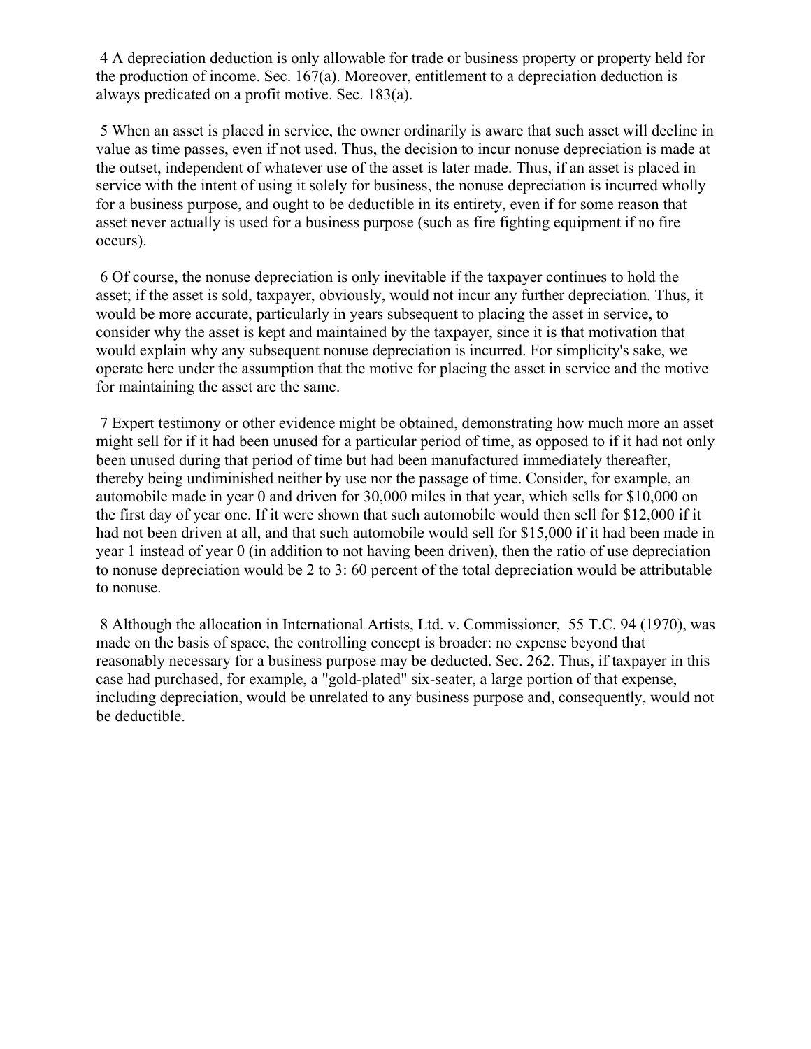4 A depreciation deduction is only allowable for trade or business property or property held for the production of income. Sec. 167(a). Moreover, entitlement to a depreciation deduction is always predicated on a profit motive. Sec. 183(a).

5 When an asset is placed in service, the owner ordinarily is aware that such asset will decline in value as time passes, even if not used. Thus, the decision to incur nonuse depreciation is made at the outset, independent of whatever use of the asset is later made. Thus, if an asset is placed in service with the intent of using it solely for business, the nonuse depreciation is incurred wholly for a business purpose, and ought to be deductible in its entirety, even if for some reason that asset never actually is used for a business purpose (such as fire fighting equipment if no fire occurs).

6 Of course, the nonuse depreciation is only inevitable if the taxpayer continues to hold the asset; if the asset is sold, taxpayer, obviously, would not incur any further depreciation. Thus, it would be more accurate, particularly in years subsequent to placing the asset in service, to consider why the asset is kept and maintained by the taxpayer, since it is that motivation that would explain why any subsequent nonuse depreciation is incurred. For simplicity's sake, we operate here under the assumption that the motive for placing the asset in service and the motive for maintaining the asset are the same.

7 Expert testimony or other evidence might be obtained, demonstrating how much more an asset might sell for if it had been unused for a particular period of time, as opposed to if it had not only been unused during that period of time but had been manufactured immediately thereafter, thereby being undiminished neither by use nor the passage of time. Consider, for example, an automobile made in year 0 and driven for 30,000 miles in that year, which sells for $10,000 on the first day of year one. If it were shown that such automobile would then sell for $12,000 if it had not been driven at all, and that such automobile would sell for $15,000 if it had been made in year 1 instead of year 0 (in addition to not having been driven), then the ratio of use depreciation to nonuse depreciation would be 2 to 3: 60 percent of the total depreciation would be attributable to nonuse.

8 Although the allocation in International Artists, Ltd. v. Commissioner, 55 T.C. 94 (1970), was made on the basis of space, the controlling concept is broader: no expense beyond that reasonably necessary for a business purpose may be deducted. Sec. 262. Thus, if taxpayer in this case had purchased, for example, a "gold-plated" six-seater, a large portion of that expense, including depreciation, would be unrelated to any business purpose and, consequently, would not be deductible.